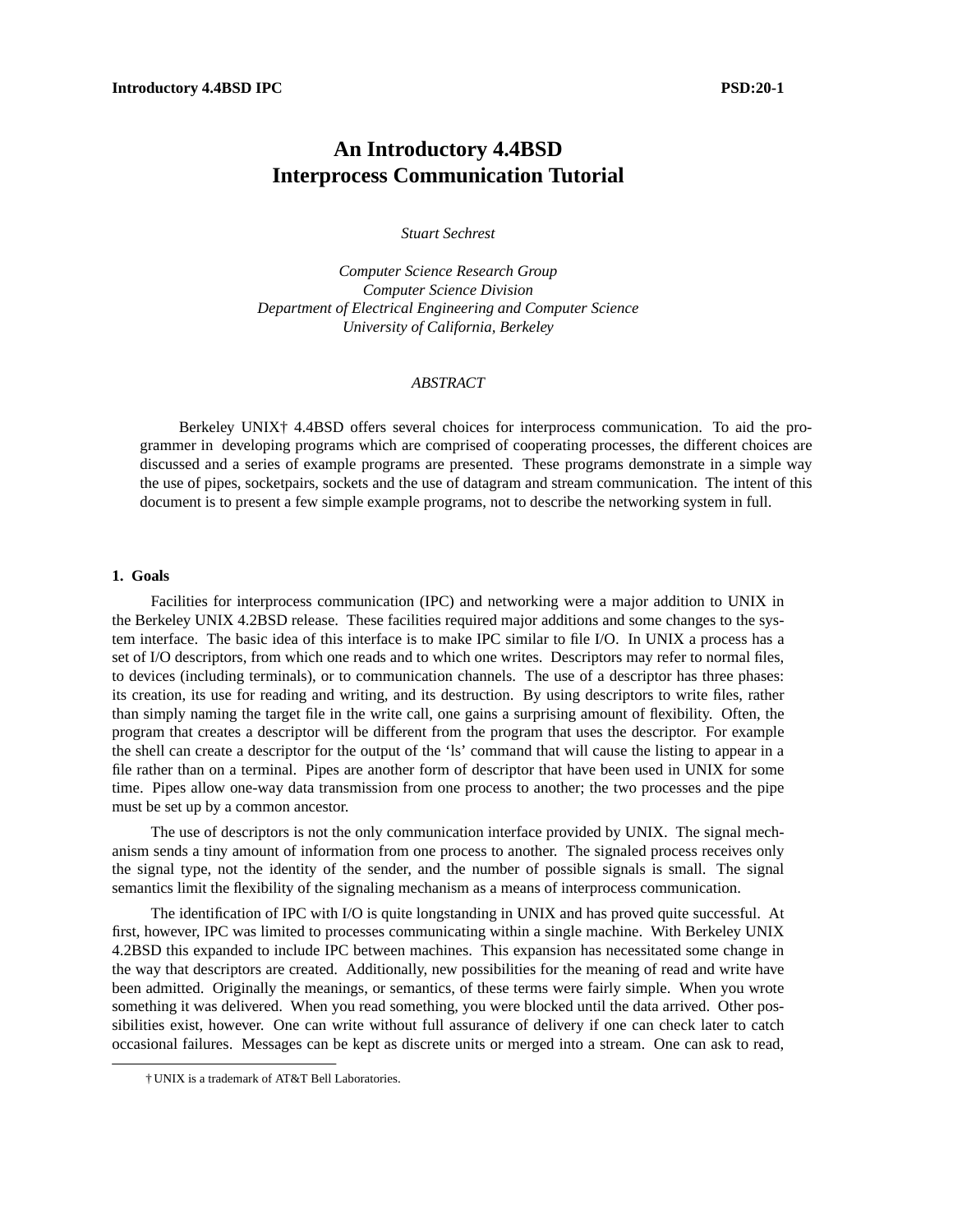# An Introductory 4.4BSD Interprocess Communication Tutorial

*Stuart Sechrest*

*Computer Science Research Group*
*Computer Science Division*
*Department of Electrical Engineering and Computer Science*
*University of California, Berkeley*

*ABSTRACT*

Berkeley UNIX† 4.4BSD offers several choices for interprocess communication. To aid the programmer in developing programs which are comprised of cooperating processes, the different choices are discussed and a series of example programs are presented. These programs demonstrate in a simple way the use of pipes, socketpairs, sockets and the use of datagram and stream communication. The intent of this document is to present a few simple example programs, not to describe the networking system in full.

## 1. Goals

Facilities for interprocess communication (IPC) and networking were a major addition to UNIX in the Berkeley UNIX 4.2BSD release. These facilities required major additions and some changes to the system interface. The basic idea of this interface is to make IPC similar to file I/O. In UNIX a process has a set of I/O descriptors, from which one reads and to which one writes. Descriptors may refer to normal files, to devices (including terminals), or to communication channels. The use of a descriptor has three phases: its creation, its use for reading and writing, and its destruction. By using descriptors to write files, rather than simply naming the target file in the write call, one gains a surprising amount of flexibility. Often, the program that creates a descriptor will be different from the program that uses the descriptor. For example the shell can create a descriptor for the output of the 'ls' command that will cause the listing to appear in a file rather than on a terminal. Pipes are another form of descriptor that have been used in UNIX for some time. Pipes allow one-way data transmission from one process to another; the two processes and the pipe must be set up by a common ancestor.

The use of descriptors is not the only communication interface provided by UNIX. The signal mechanism sends a tiny amount of information from one process to another. The signaled process receives only the signal type, not the identity of the sender, and the number of possible signals is small. The signal semantics limit the flexibility of the signaling mechanism as a means of interprocess communication.

The identification of IPC with I/O is quite longstanding in UNIX and has proved quite successful. At first, however, IPC was limited to processes communicating within a single machine. With Berkeley UNIX 4.2BSD this expanded to include IPC between machines. This expansion has necessitated some change in the way that descriptors are created. Additionally, new possibilities for the meaning of read and write have been admitted. Originally the meanings, or semantics, of these terms were fairly simple. When you wrote something it was delivered. When you read something, you were blocked until the data arrived. Other possibilities exist, however. One can write without full assurance of delivery if one can check later to catch occasional failures. Messages can be kept as discrete units or merged into a stream. One can ask to read,

† UNIX is a trademark of AT&T Bell Laboratories.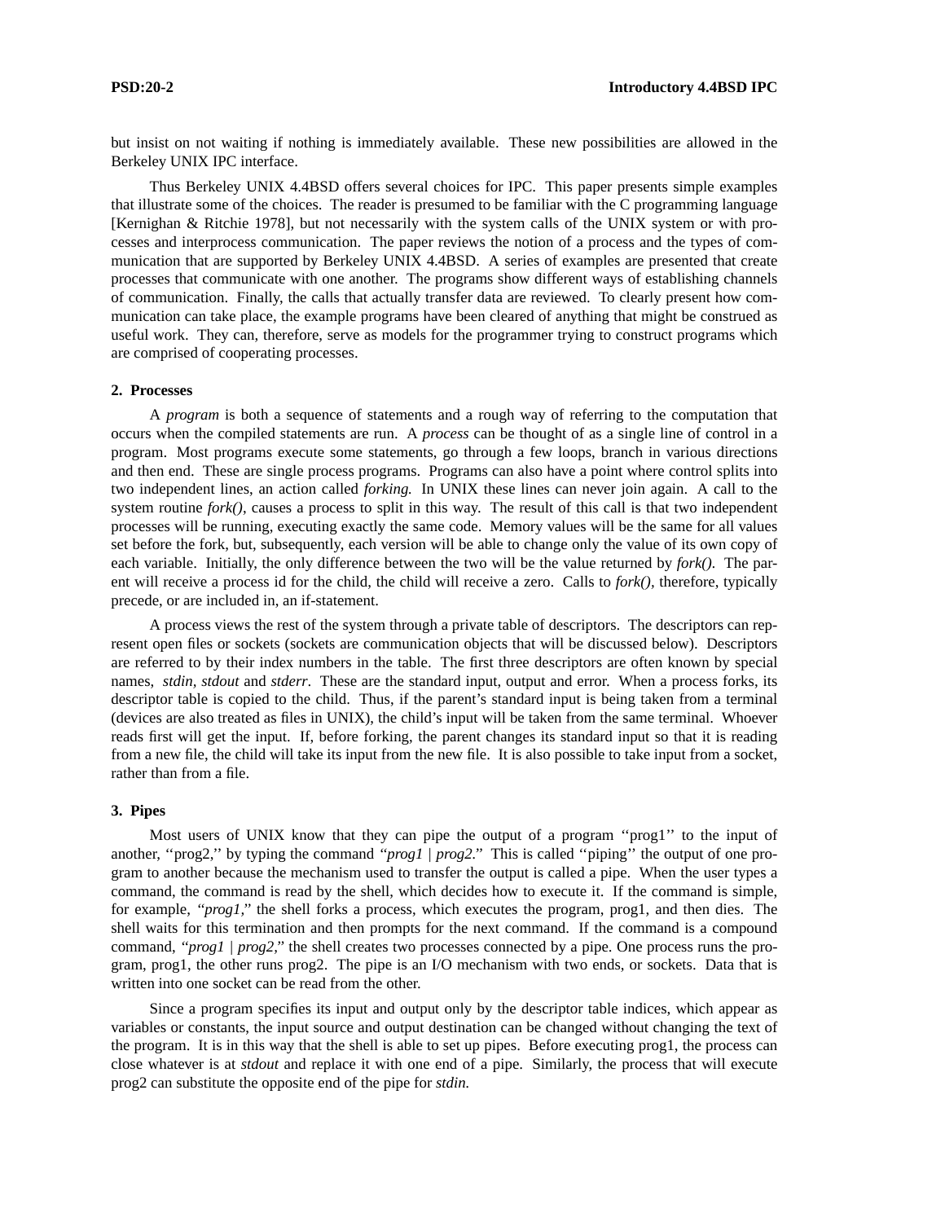but insist on not waiting if nothing is immediately available. These new possibilities are allowed in the Berkeley UNIX IPC interface.

Thus Berkeley UNIX 4.4BSD offers several choices for IPC. This paper presents simple examples that illustrate some of the choices. The reader is presumed to be familiar with the C programming language [Kernighan & Ritchie 1978], but not necessarily with the system calls of the UNIX system or with processes and interprocess communication. The paper reviews the notion of a process and the types of communication that are supported by Berkeley UNIX 4.4BSD. A series of examples are presented that create processes that communicate with one another. The programs show different ways of establishing channels of communication. Finally, the calls that actually transfer data are reviewed. To clearly present how communication can take place, the example programs have been cleared of anything that might be construed as useful work. They can, therefore, serve as models for the programmer trying to construct programs which are comprised of cooperating processes.

## 2. Processes

A *program* is both a sequence of statements and a rough way of referring to the computation that occurs when the compiled statements are run. A *process* can be thought of as a single line of control in a program. Most programs execute some statements, go through a few loops, branch in various directions and then end. These are single process programs. Programs can also have a point where control splits into two independent lines, an action called *forking.* In UNIX these lines can never join again. A call to the system routine *fork()*, causes a process to split in this way. The result of this call is that two independent processes will be running, executing exactly the same code. Memory values will be the same for all values set before the fork, but, subsequently, each version will be able to change only the value of its own copy of each variable. Initially, the only difference between the two will be the value returned by *fork()*. The parent will receive a process id for the child, the child will receive a zero. Calls to *fork()*, therefore, typically precede, or are included in, an if-statement.

A process views the rest of the system through a private table of descriptors. The descriptors can represent open files or sockets (sockets are communication objects that will be discussed below). Descriptors are referred to by their index numbers in the table. The first three descriptors are often known by special names, *stdin*, *stdout* and *stderr*. These are the standard input, output and error. When a process forks, its descriptor table is copied to the child. Thus, if the parent's standard input is being taken from a terminal (devices are also treated as files in UNIX), the child's input will be taken from the same terminal. Whoever reads first will get the input. If, before forking, the parent changes its standard input so that it is reading from a new file, the child will take its input from the new file. It is also possible to take input from a socket, rather than from a file.

## 3. Pipes

Most users of UNIX know that they can pipe the output of a program ''prog1'' to the input of another, ''prog2,'' by typing the command ''*prog1 | prog2.*'' This is called ''piping'' the output of one program to another because the mechanism used to transfer the output is called a pipe. When the user types a command, the command is read by the shell, which decides how to execute it. If the command is simple, for example, ''*prog1,*'' the shell forks a process, which executes the program, prog1, and then dies. The shell waits for this termination and then prompts for the next command. If the command is a compound command, ''*prog1 | prog2,*'' the shell creates two processes connected by a pipe. One process runs the program, prog1, the other runs prog2. The pipe is an I/O mechanism with two ends, or sockets. Data that is written into one socket can be read from the other.

Since a program specifies its input and output only by the descriptor table indices, which appear as variables or constants, the input source and output destination can be changed without changing the text of the program. It is in this way that the shell is able to set up pipes. Before executing prog1, the process can close whatever is at *stdout* and replace it with one end of a pipe. Similarly, the process that will execute prog2 can substitute the opposite end of the pipe for *stdin.*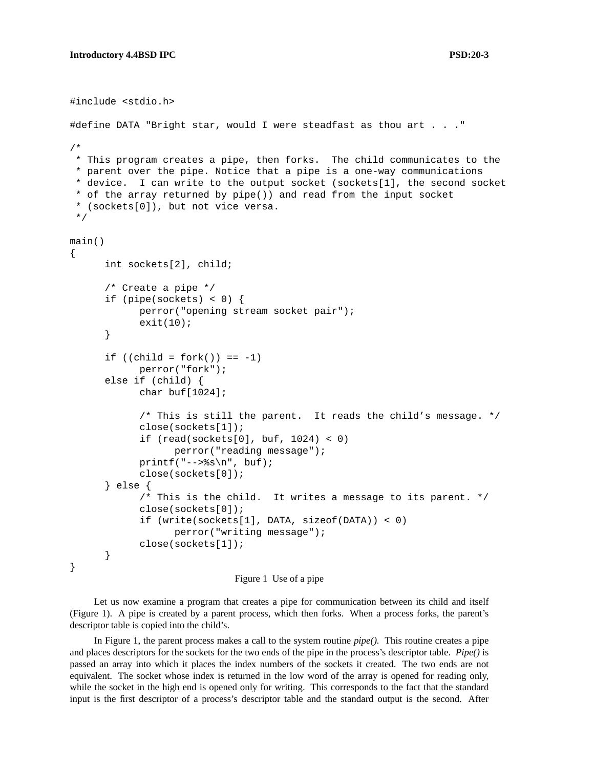```
#include <stdio.h>

#define DATA "Bright star, would I were steadfast as thou art . . ."

/*
 * This program creates a pipe, then forks.  The child communicates to the
 * parent over the pipe. Notice that a pipe is a one-way communications
 * device.  I can write to the output socket (sockets[1], the second socket
 * of the array returned by pipe()) and read from the input socket
 * (sockets[0]), but not vice versa.
 */

main()
{
	int sockets[2], child;

	/* Create a pipe */
	if (pipe(sockets) < 0) {
		perror("opening stream socket pair");
		exit(10);
	}

	if ((child = fork()) == -1)
		perror("fork");
	else if (child) {
		char buf[1024];

		/* This is still the parent.  It reads the child's message. */
		close(sockets[1]);
		if (read(sockets[0], buf, 1024) < 0)
			perror("reading message");
		printf("-->%s\n", buf);
		close(sockets[0]);
	} else {
		/* This is the child.  It writes a message to its parent. */
		close(sockets[0]);
		if (write(sockets[1], DATA, sizeof(DATA)) < 0)
			perror("writing message");
		close(sockets[1]);
	}
}
```

Figure 1 Use of a pipe

Let us now examine a program that creates a pipe for communication between its child and itself (Figure 1). A pipe is created by a parent process, which then forks. When a process forks, the parent's descriptor table is copied into the child's.

In Figure 1, the parent process makes a call to the system routine *pipe().* This routine creates a pipe and places descriptors for the sockets for the two ends of the pipe in the process's descriptor table. *Pipe()* is passed an array into which it places the index numbers of the sockets it created. The two ends are not equivalent. The socket whose index is returned in the low word of the array is opened for reading only, while the socket in the high end is opened only for writing. This corresponds to the fact that the standard input is the first descriptor of a process's descriptor table and the standard output is the second. After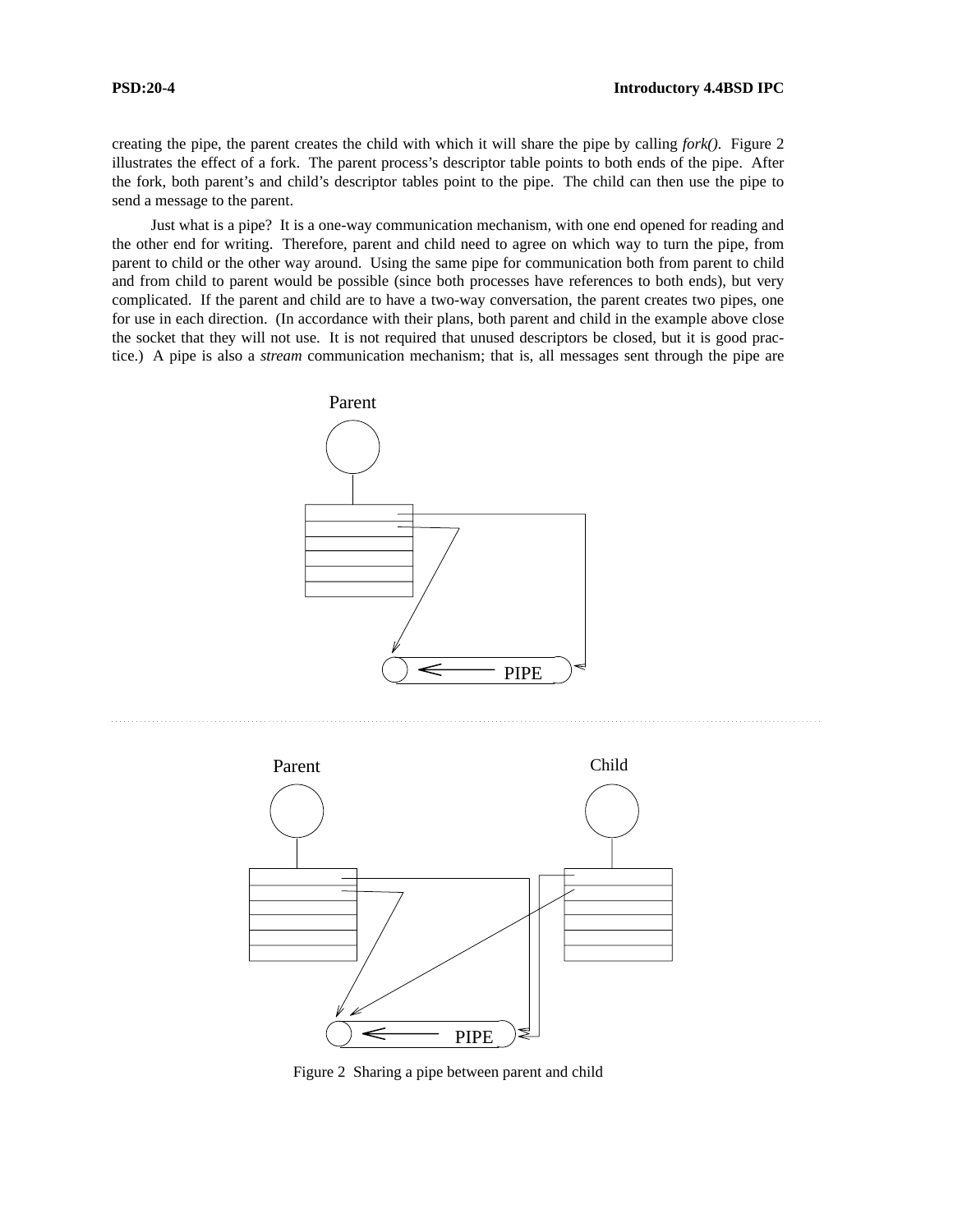creating the pipe, the parent creates the child with which it will share the pipe by calling *fork()*. Figure 2 illustrates the effect of a fork. The parent process's descriptor table points to both ends of the pipe. After the fork, both parent's and child's descriptor tables point to the pipe. The child can then use the pipe to send a message to the parent.

Just what is a pipe? It is a one-way communication mechanism, with one end opened for reading and the other end for writing. Therefore, parent and child need to agree on which way to turn the pipe, from parent to child or the other way around. Using the same pipe for communication both from parent to child and from child to parent would be possible (since both processes have references to both ends), but very complicated. If the parent and child are to have a two-way conversation, the parent creates two pipes, one for use in each direction. (In accordance with their plans, both parent and child in the example above close the socket that they will not use. It is not required that unused descriptors be closed, but it is good practice.) A pipe is also a *stream* communication mechanism; that is, all messages sent through the pipe are

Figure 2 Sharing a pipe between parent and child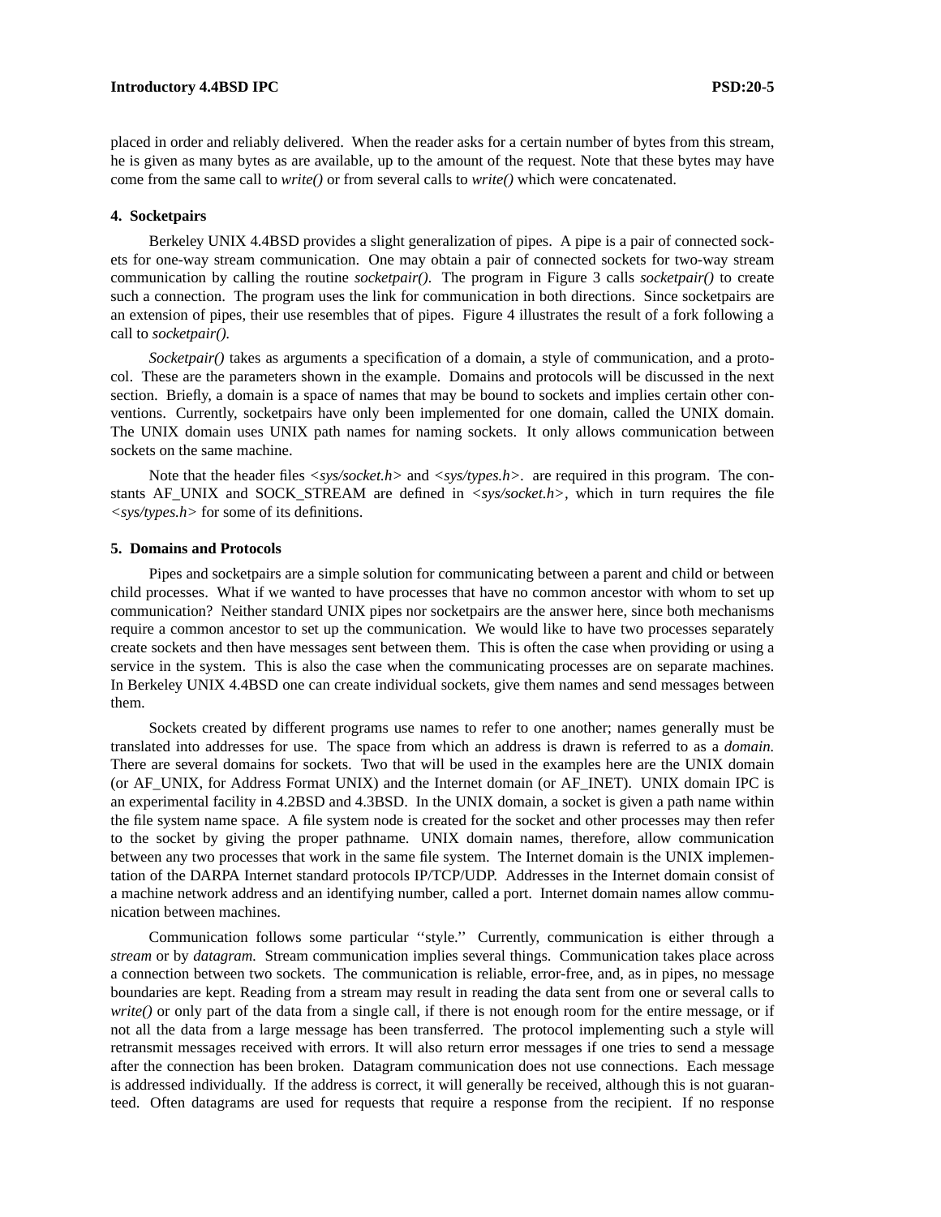placed in order and reliably delivered. When the reader asks for a certain number of bytes from this stream, he is given as many bytes as are available, up to the amount of the request. Note that these bytes may have come from the same call to *write()* or from several calls to *write()* which were concatenated.

## 4. Socketpairs

Berkeley UNIX 4.4BSD provides a slight generalization of pipes. A pipe is a pair of connected sockets for one-way stream communication. One may obtain a pair of connected sockets for two-way stream communication by calling the routine *socketpair()*. The program in Figure 3 calls *socketpair()* to create such a connection. The program uses the link for communication in both directions. Since socketpairs are an extension of pipes, their use resembles that of pipes. Figure 4 illustrates the result of a fork following a call to *socketpair()*.

*Socketpair()* takes as arguments a specification of a domain, a style of communication, and a protocol. These are the parameters shown in the example. Domains and protocols will be discussed in the next section. Briefly, a domain is a space of names that may be bound to sockets and implies certain other conventions. Currently, socketpairs have only been implemented for one domain, called the UNIX domain. The UNIX domain uses UNIX path names for naming sockets. It only allows communication between sockets on the same machine.

Note that the header files *<sys/socket.h>* and *<sys/types.h>*. are required in this program. The constants AF_UNIX and SOCK_STREAM are defined in *<sys/socket.h>*, which in turn requires the file *<sys/types.h>* for some of its definitions.

## 5. Domains and Protocols

Pipes and socketpairs are a simple solution for communicating between a parent and child or between child processes. What if we wanted to have processes that have no common ancestor with whom to set up communication? Neither standard UNIX pipes nor socketpairs are the answer here, since both mechanisms require a common ancestor to set up the communication. We would like to have two processes separately create sockets and then have messages sent between them. This is often the case when providing or using a service in the system. This is also the case when the communicating processes are on separate machines. In Berkeley UNIX 4.4BSD one can create individual sockets, give them names and send messages between them.

Sockets created by different programs use names to refer to one another; names generally must be translated into addresses for use. The space from which an address is drawn is referred to as a *domain.* There are several domains for sockets. Two that will be used in the examples here are the UNIX domain (or AF_UNIX, for Address Format UNIX) and the Internet domain (or AF_INET). UNIX domain IPC is an experimental facility in 4.2BSD and 4.3BSD. In the UNIX domain, a socket is given a path name within the file system name space. A file system node is created for the socket and other processes may then refer to the socket by giving the proper pathname. UNIX domain names, therefore, allow communication between any two processes that work in the same file system. The Internet domain is the UNIX implementation of the DARPA Internet standard protocols IP/TCP/UDP. Addresses in the Internet domain consist of a machine network address and an identifying number, called a port. Internet domain names allow communication between machines.

Communication follows some particular ''style.'' Currently, communication is either through a *stream* or by *datagram.* Stream communication implies several things. Communication takes place across a connection between two sockets. The communication is reliable, error-free, and, as in pipes, no message boundaries are kept. Reading from a stream may result in reading the data sent from one or several calls to *write()* or only part of the data from a single call, if there is not enough room for the entire message, or if not all the data from a large message has been transferred. The protocol implementing such a style will retransmit messages received with errors. It will also return error messages if one tries to send a message after the connection has been broken. Datagram communication does not use connections. Each message is addressed individually. If the address is correct, it will generally be received, although this is not guaranteed. Often datagrams are used for requests that require a response from the recipient. If no response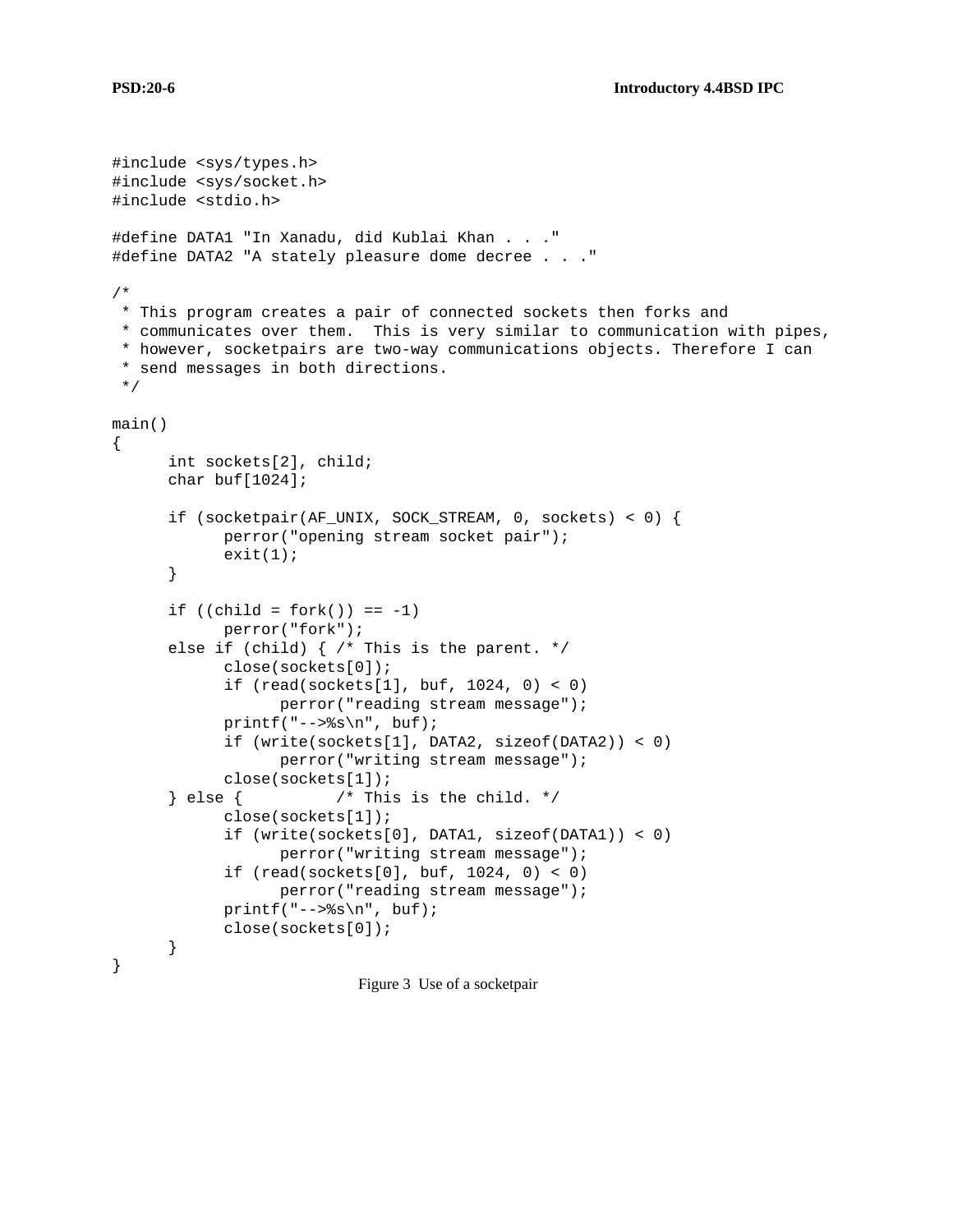```
#include <sys/types.h>
#include <sys/socket.h>
#include <stdio.h>

#define DATA1 "In Xanadu, did Kublai Khan . . ."
#define DATA2 "A stately pleasure dome decree . . ."

/*
 * This program creates a pair of connected sockets then forks and
 * communicates over them.  This is very similar to communication with pipes,
 * however, socketpairs are two-way communications objects. Therefore I can
 * send messages in both directions.
 */

main()
{
      int sockets[2], child;
      char buf[1024];

      if (socketpair(AF_UNIX, SOCK_STREAM, 0, sockets) < 0) {
            perror("opening stream socket pair");
            exit(1);
      }

      if ((child = fork()) == -1)
            perror("fork");
      else if (child) { /* This is the parent. */
            close(sockets[0]);
            if (read(sockets[1], buf, 1024, 0) < 0)
                  perror("reading stream message");
            printf("-->%s\n", buf);
            if (write(sockets[1], DATA2, sizeof(DATA2)) < 0)
                  perror("writing stream message");
            close(sockets[1]);
      } else {          /* This is the child. */
            close(sockets[1]);
            if (write(sockets[0], DATA1, sizeof(DATA1)) < 0)
                  perror("writing stream message");
            if (read(sockets[0], buf, 1024, 0) < 0)
                  perror("reading stream message");
            printf("-->%s\n", buf);
            close(sockets[0]);
      }
}
```

Figure 3  Use of a socketpair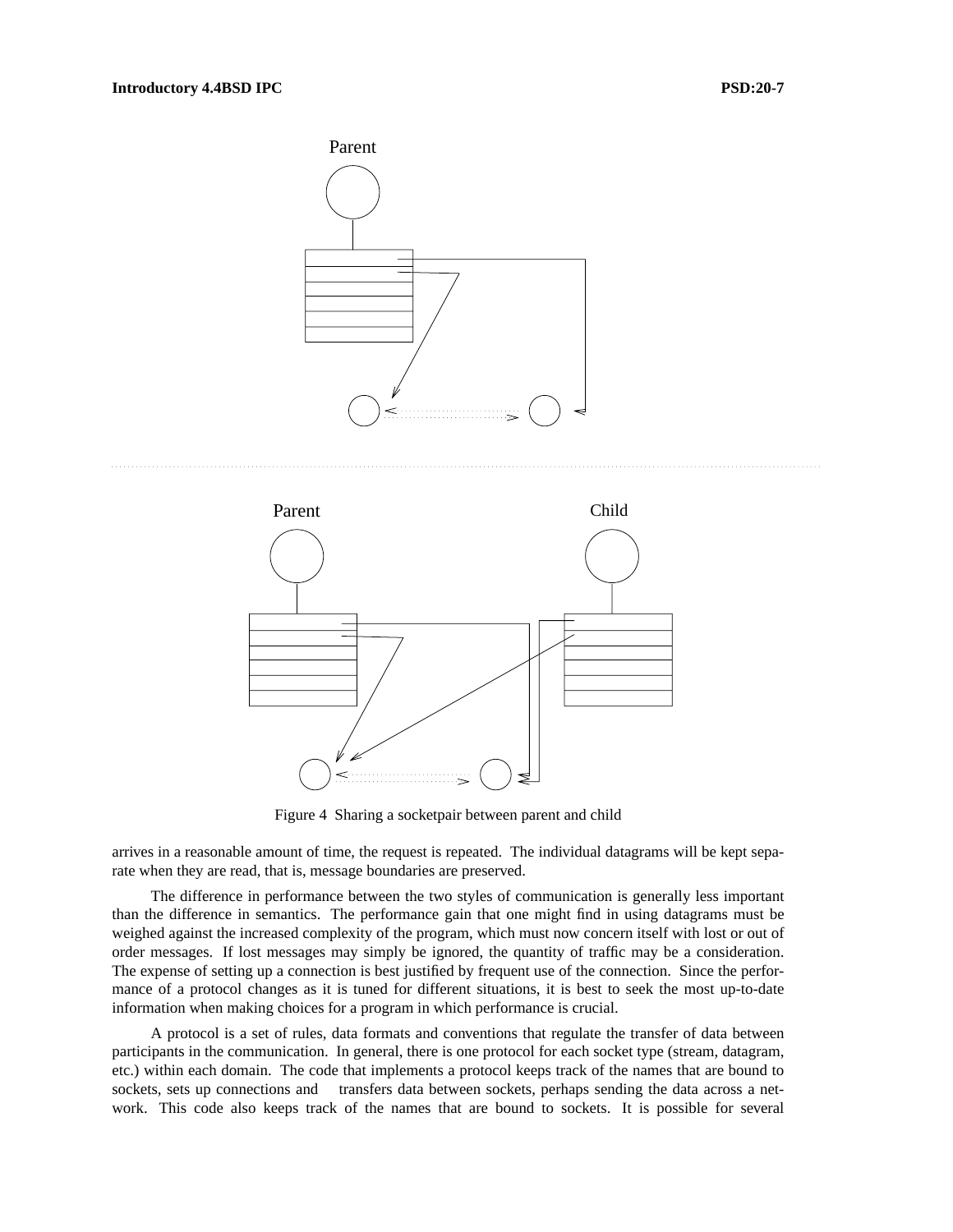Parent

Parent Child

Figure 4 Sharing a socketpair between parent and child

arrives in a reasonable amount of time, the request is repeated. The individual datagrams will be kept separate when they are read, that is, message boundaries are preserved.

The difference in performance between the two styles of communication is generally less important than the difference in semantics. The performance gain that one might find in using datagrams must be weighed against the increased complexity of the program, which must now concern itself with lost or out of order messages. If lost messages may simply be ignored, the quantity of traffic may be a consideration. The expense of setting up a connection is best justified by frequent use of the connection. Since the performance of a protocol changes as it is tuned for different situations, it is best to seek the most up-to-date information when making choices for a program in which performance is crucial.

A protocol is a set of rules, data formats and conventions that regulate the transfer of data between participants in the communication. In general, there is one protocol for each socket type (stream, datagram, etc.) within each domain. The code that implements a protocol keeps track of the names that are bound to sockets, sets up connections and transfers data between sockets, perhaps sending the data across a network. This code also keeps track of the names that are bound to sockets. It is possible for several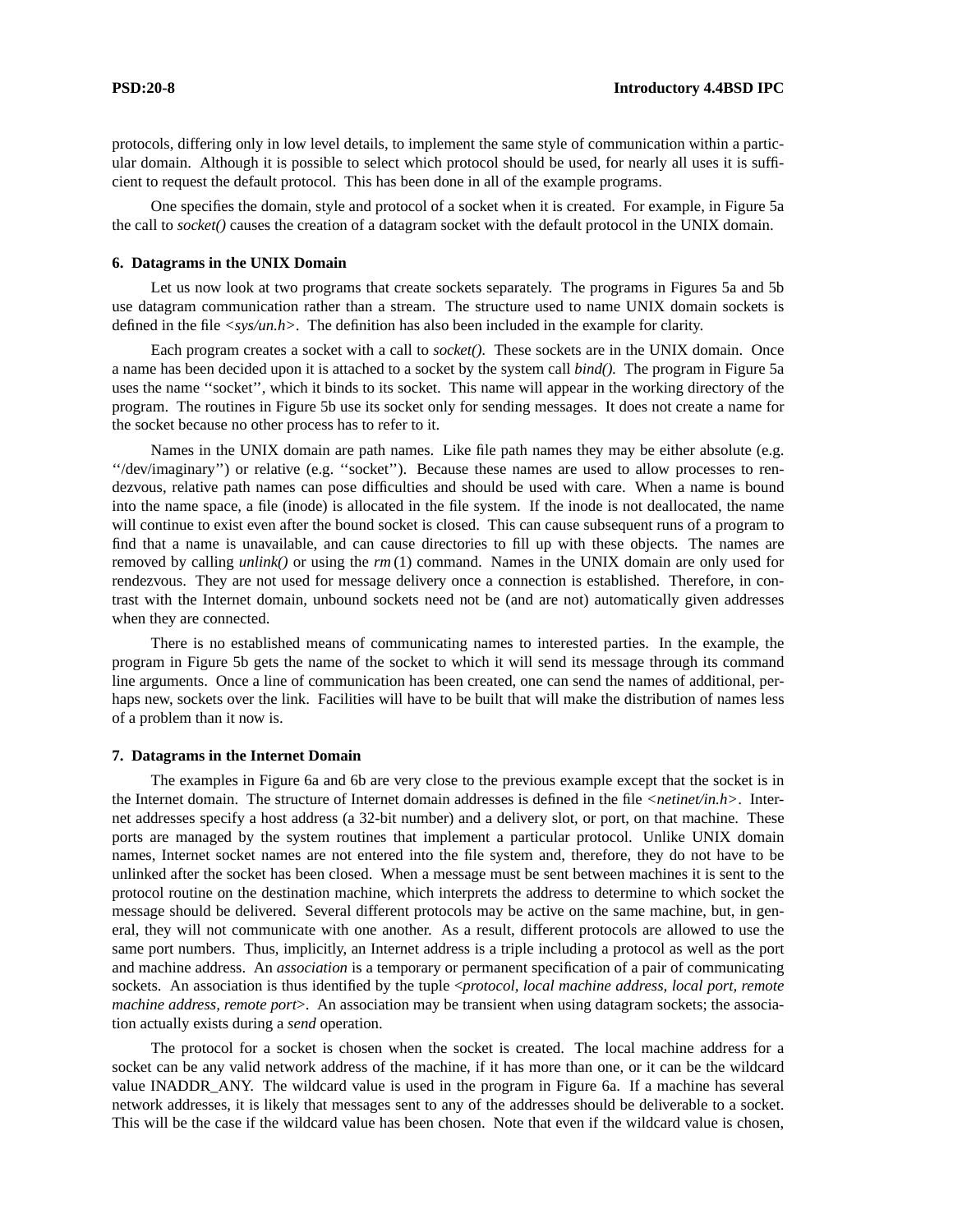protocols, differing only in low level details, to implement the same style of communication within a particular domain. Although it is possible to select which protocol should be used, for nearly all uses it is sufficient to request the default protocol. This has been done in all of the example programs.

One specifies the domain, style and protocol of a socket when it is created. For example, in Figure 5a the call to *socket()* causes the creation of a datagram socket with the default protocol in the UNIX domain.

### 6. Datagrams in the UNIX Domain

Let us now look at two programs that create sockets separately. The programs in Figures 5a and 5b use datagram communication rather than a stream. The structure used to name UNIX domain sockets is defined in the file <*sys/un.h*>. The definition has also been included in the example for clarity.

Each program creates a socket with a call to *socket()*. These sockets are in the UNIX domain. Once a name has been decided upon it is attached to a socket by the system call *bind()*. The program in Figure 5a uses the name ''socket'', which it binds to its socket. This name will appear in the working directory of the program. The routines in Figure 5b use its socket only for sending messages. It does not create a name for the socket because no other process has to refer to it.

Names in the UNIX domain are path names. Like file path names they may be either absolute (e.g. ''/dev/imaginary'') or relative (e.g. ''socket''). Because these names are used to allow processes to rendezvous, relative path names can pose difficulties and should be used with care. When a name is bound into the name space, a file (inode) is allocated in the file system. If the inode is not deallocated, the name will continue to exist even after the bound socket is closed. This can cause subsequent runs of a program to find that a name is unavailable, and can cause directories to fill up with these objects. The names are removed by calling *unlink()* or using the *rm*(1) command. Names in the UNIX domain are only used for rendezvous. They are not used for message delivery once a connection is established. Therefore, in contrast with the Internet domain, unbound sockets need not be (and are not) automatically given addresses when they are connected.

There is no established means of communicating names to interested parties. In the example, the program in Figure 5b gets the name of the socket to which it will send its message through its command line arguments. Once a line of communication has been created, one can send the names of additional, perhaps new, sockets over the link. Facilities will have to be built that will make the distribution of names less of a problem than it now is.

### 7. Datagrams in the Internet Domain

The examples in Figure 6a and 6b are very close to the previous example except that the socket is in the Internet domain. The structure of Internet domain addresses is defined in the file <*netinet/in.h*>. Internet addresses specify a host address (a 32-bit number) and a delivery slot, or port, on that machine. These ports are managed by the system routines that implement a particular protocol. Unlike UNIX domain names, Internet socket names are not entered into the file system and, therefore, they do not have to be unlinked after the socket has been closed. When a message must be sent between machines it is sent to the protocol routine on the destination machine, which interprets the address to determine to which socket the message should be delivered. Several different protocols may be active on the same machine, but, in general, they will not communicate with one another. As a result, different protocols are allowed to use the same port numbers. Thus, implicitly, an Internet address is a triple including a protocol as well as the port and machine address. An *association* is a temporary or permanent specification of a pair of communicating sockets. An association is thus identified by the tuple <*protocol, local machine address, local port, remote machine address, remote port*>. An association may be transient when using datagram sockets; the association actually exists during a *send* operation.

The protocol for a socket is chosen when the socket is created. The local machine address for a socket can be any valid network address of the machine, if it has more than one, or it can be the wildcard value INADDR_ANY. The wildcard value is used in the program in Figure 6a. If a machine has several network addresses, it is likely that messages sent to any of the addresses should be deliverable to a socket. This will be the case if the wildcard value has been chosen. Note that even if the wildcard value is chosen,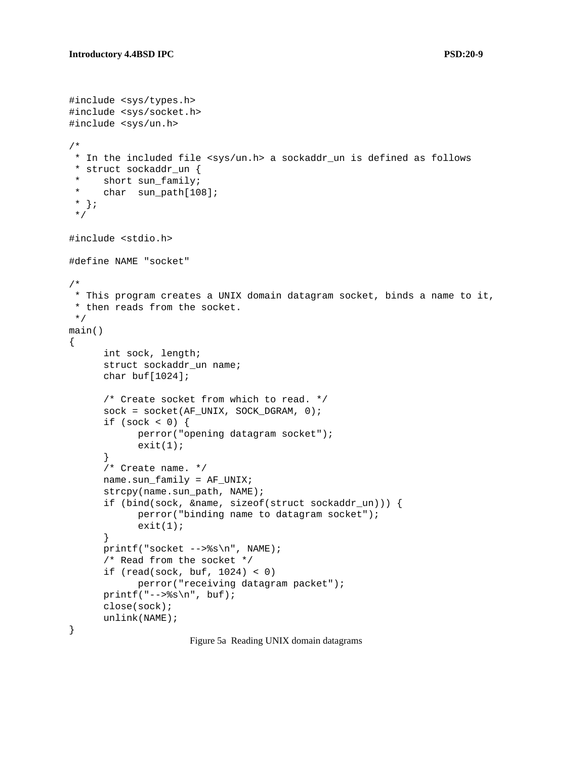```
#include <sys/types.h>
#include <sys/socket.h>
#include <sys/un.h>

/*
 * In the included file <sys/un.h> a sockaddr_un is defined as follows
 * struct sockaddr_un {
 *    short sun_family;
 *    char  sun_path[108];
 * };
 */

#include <stdio.h>

#define NAME "socket"

/*
 * This program creates a UNIX domain datagram socket, binds a name to it,
 * then reads from the socket.
 */
main()
{
      int sock, length;
      struct sockaddr_un name;
      char buf[1024];

      /* Create socket from which to read. */
      sock = socket(AF_UNIX, SOCK_DGRAM, 0);
      if (sock < 0) {
            perror("opening datagram socket");
            exit(1);
      }
      /* Create name. */
      name.sun_family = AF_UNIX;
      strcpy(name.sun_path, NAME);
      if (bind(sock, &name, sizeof(struct sockaddr_un))) {
            perror("binding name to datagram socket");
            exit(1);
      }
      printf("socket -->%s\n", NAME);
      /* Read from the socket */
      if (read(sock, buf, 1024) < 0)
            perror("receiving datagram packet");
      printf("-->%s\n", buf);
      close(sock);
      unlink(NAME);
}
```

Figure 5a Reading UNIX domain datagrams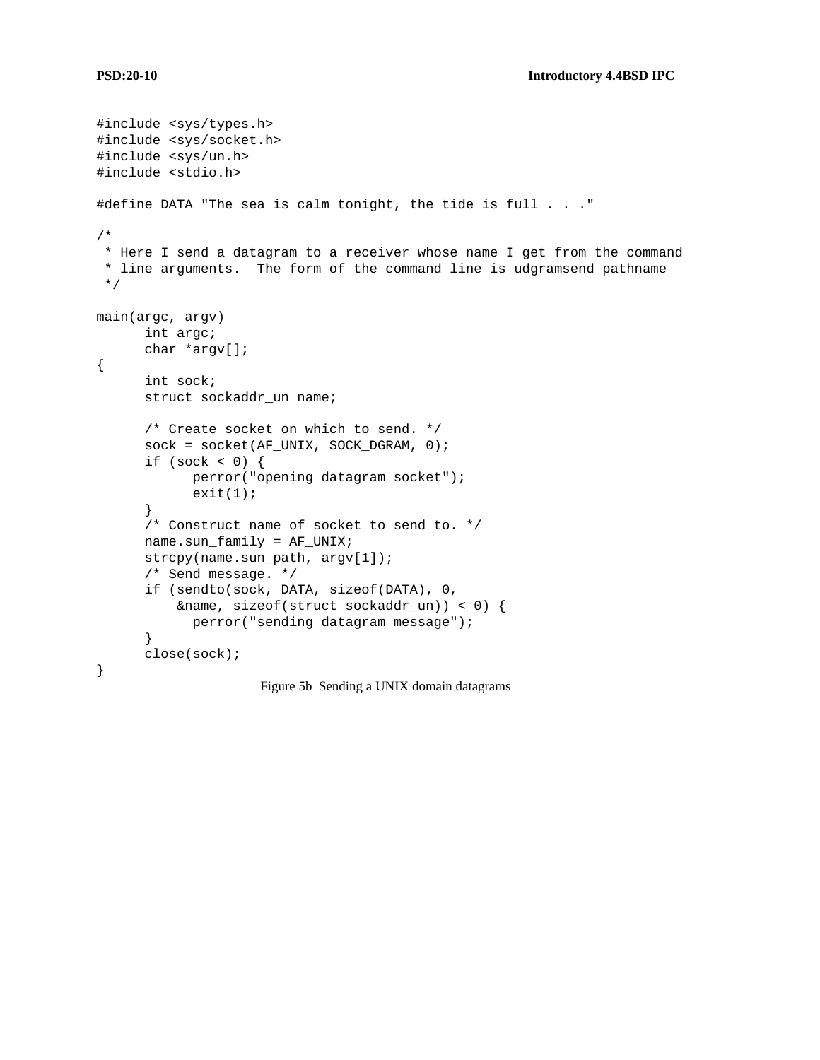```
#include <sys/types.h>
#include <sys/socket.h>
#include <sys/un.h>
#include <stdio.h>

#define DATA "The sea is calm tonight, the tide is full . . ."

/*
 * Here I send a datagram to a receiver whose name I get from the command
 * line arguments.  The form of the command line is udgramsend pathname
 */

main(argc, argv)
      int argc;
      char *argv[];
{
      int sock;
      struct sockaddr_un name;

      /* Create socket on which to send. */
      sock = socket(AF_UNIX, SOCK_DGRAM, 0);
      if (sock < 0) {
            perror("opening datagram socket");
            exit(1);
      }
      /* Construct name of socket to send to. */
      name.sun_family = AF_UNIX;
      strcpy(name.sun_path, argv[1]);
      /* Send message. */
      if (sendto(sock, DATA, sizeof(DATA), 0,
          &name, sizeof(struct sockaddr_un)) < 0) {
            perror("sending datagram message");
      }
      close(sock);
}
```

Figure 5b  Sending a UNIX domain datagrams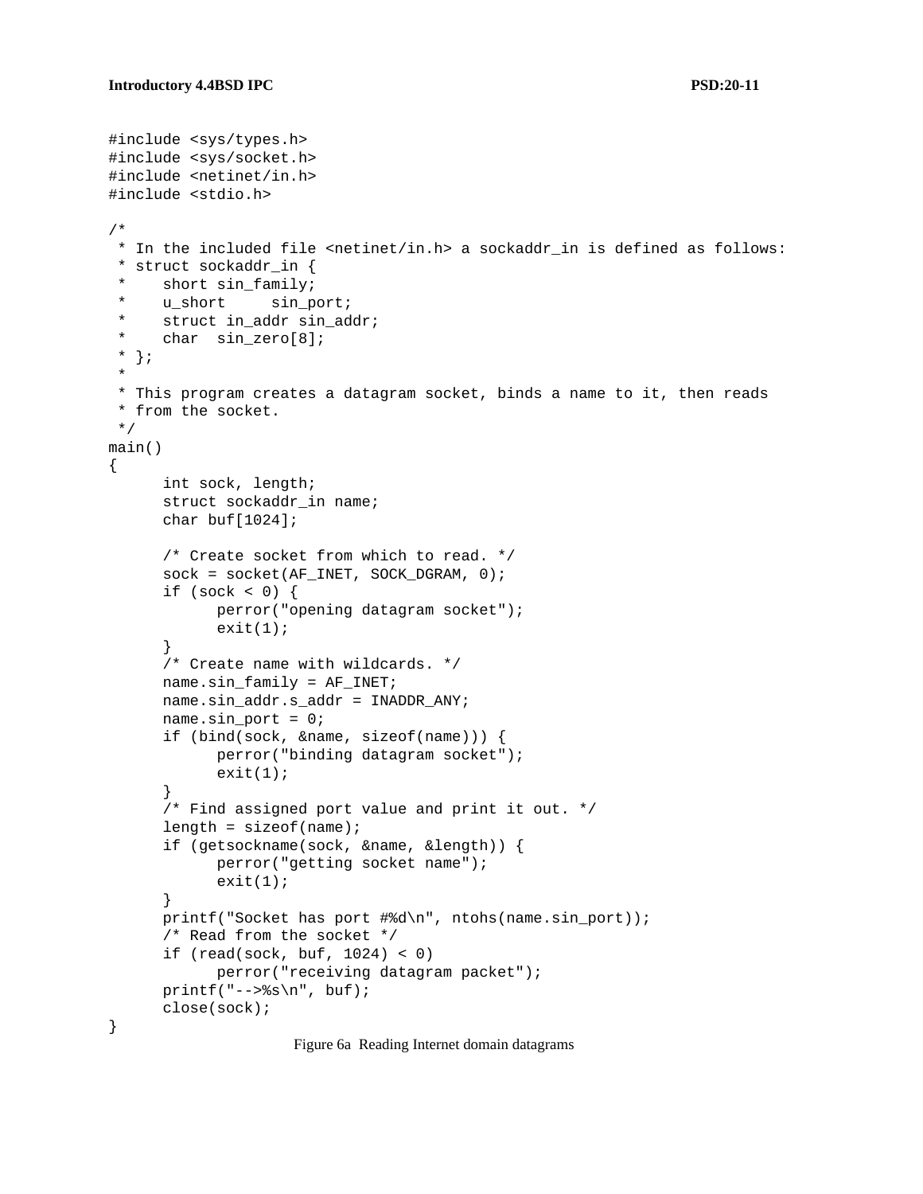```
#include <sys/types.h>
#include <sys/socket.h>
#include <netinet/in.h>
#include <stdio.h>

/*
 * In the included file <netinet/in.h> a sockaddr_in is defined as follows:
 * struct sockaddr_in {
 *    short sin_family;
 *    u_short     sin_port;
 *    struct in_addr sin_addr;
 *    char  sin_zero[8];
 * };
 *
 * This program creates a datagram socket, binds a name to it, then reads
 * from the socket.
 */
main()
{
      int sock, length;
      struct sockaddr_in name;
      char buf[1024];

      /* Create socket from which to read. */
      sock = socket(AF_INET, SOCK_DGRAM, 0);
      if (sock < 0) {
            perror("opening datagram socket");
            exit(1);
      }
      /* Create name with wildcards. */
      name.sin_family = AF_INET;
      name.sin_addr.s_addr = INADDR_ANY;
      name.sin_port = 0;
      if (bind(sock, &name, sizeof(name))) {
            perror("binding datagram socket");
            exit(1);
      }
      /* Find assigned port value and print it out. */
      length = sizeof(name);
      if (getsockname(sock, &name, &length)) {
            perror("getting socket name");
            exit(1);
      }
      printf("Socket has port #%d\n", ntohs(name.sin_port));
      /* Read from the socket */
      if (read(sock, buf, 1024) < 0)
            perror("receiving datagram packet");
      printf("-->%s\n", buf);
      close(sock);
}
```

Figure 6a Reading Internet domain datagrams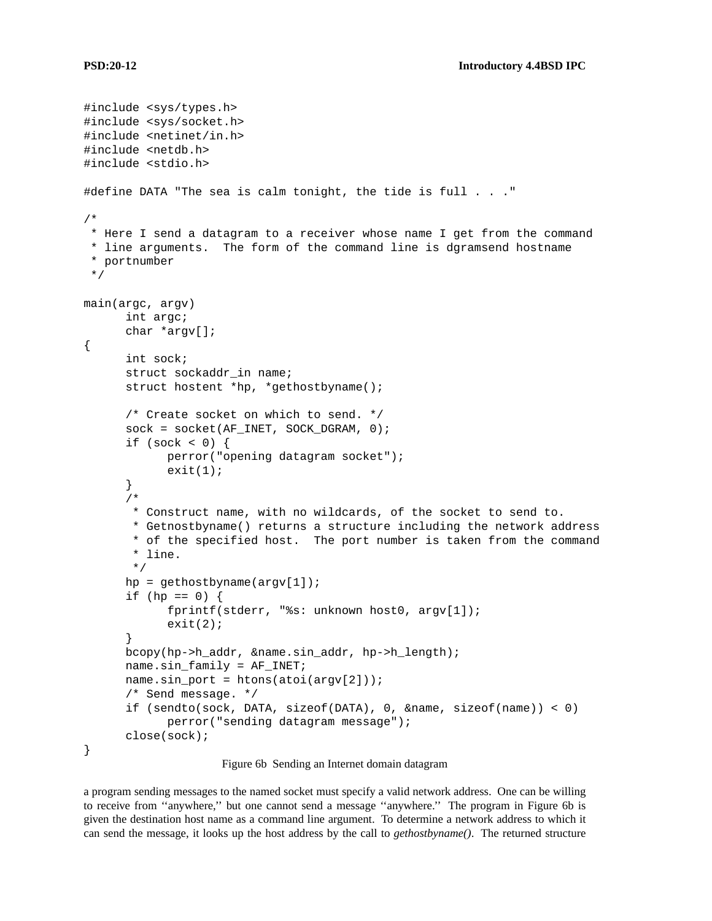```
#include <sys/types.h>
#include <sys/socket.h>
#include <netinet/in.h>
#include <netdb.h>
#include <stdio.h>

#define DATA "The sea is calm tonight, the tide is full . . ."

/*
 * Here I send a datagram to a receiver whose name I get from the command
 * line arguments.  The form of the command line is dgramsend hostname
 * portnumber
 */

main(argc, argv)
      int argc;
      char *argv[];
{
      int sock;
      struct sockaddr_in name;
      struct hostent *hp, *gethostbyname();

      /* Create socket on which to send. */
      sock = socket(AF_INET, SOCK_DGRAM, 0);
      if (sock < 0) {
            perror("opening datagram socket");
            exit(1);
      }
      /*
       * Construct name, with no wildcards, of the socket to send to.
       * Getnostbyname() returns a structure including the network address
       * of the specified host.  The port number is taken from the command
       * line.
       */
      hp = gethostbyname(argv[1]);
      if (hp == 0) {
            fprintf(stderr, "%s: unknown host0, argv[1]);
            exit(2);
      }
      bcopy(hp->h_addr, &name.sin_addr, hp->h_length);
      name.sin_family = AF_INET;
      name.sin_port = htons(atoi(argv[2]));
      /* Send message. */
      if (sendto(sock, DATA, sizeof(DATA), 0, &name, sizeof(name)) < 0)
            perror("sending datagram message");
      close(sock);
}
```

Figure 6b  Sending an Internet domain datagram

a program sending messages to the named socket must specify a valid network address. One can be willing to receive from ''anywhere,'' but one cannot send a message ''anywhere.'' The program in Figure 6b is given the destination host name as a command line argument. To determine a network address to which it can send the message, it looks up the host address by the call to *gethostbyname()*. The returned structure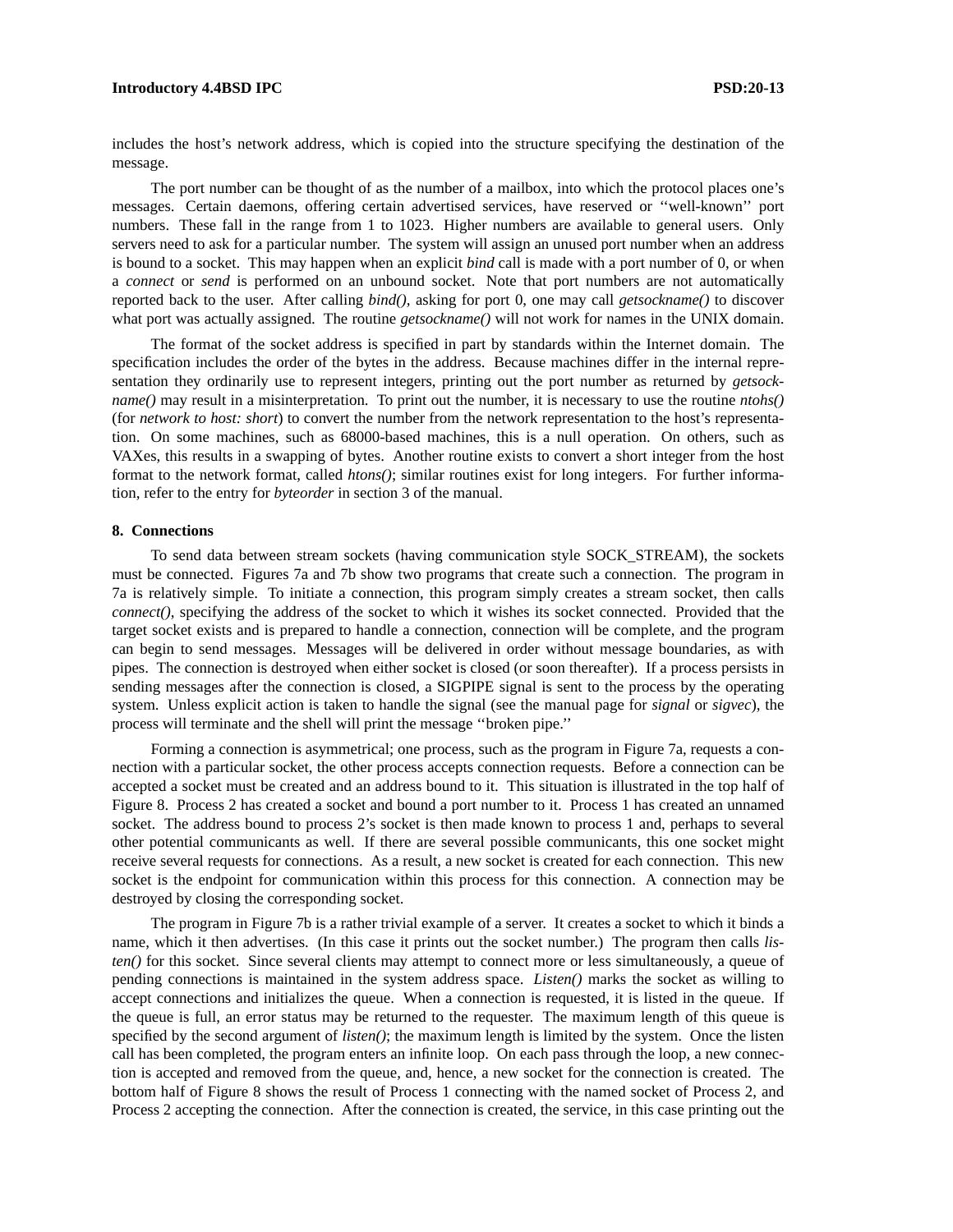includes the host's network address, which is copied into the structure specifying the destination of the message.

The port number can be thought of as the number of a mailbox, into which the protocol places one's messages. Certain daemons, offering certain advertised services, have reserved or ''well-known'' port numbers. These fall in the range from 1 to 1023. Higher numbers are available to general users. Only servers need to ask for a particular number. The system will assign an unused port number when an address is bound to a socket. This may happen when an explicit *bind* call is made with a port number of 0, or when a *connect* or *send* is performed on an unbound socket. Note that port numbers are not automatically reported back to the user. After calling *bind()*, asking for port 0, one may call *getsockname()* to discover what port was actually assigned. The routine *getsockname()* will not work for names in the UNIX domain.

The format of the socket address is specified in part by standards within the Internet domain. The specification includes the order of the bytes in the address. Because machines differ in the internal representation they ordinarily use to represent integers, printing out the port number as returned by *getsockname()* may result in a misinterpretation. To print out the number, it is necessary to use the routine *ntohs()* (for *network to host: short*) to convert the number from the network representation to the host's representation. On some machines, such as 68000-based machines, this is a null operation. On others, such as VAXes, this results in a swapping of bytes. Another routine exists to convert a short integer from the host format to the network format, called *htons()*; similar routines exist for long integers. For further information, refer to the entry for *byteorder* in section 3 of the manual.

## 8. Connections

To send data between stream sockets (having communication style SOCK_STREAM), the sockets must be connected. Figures 7a and 7b show two programs that create such a connection. The program in 7a is relatively simple. To initiate a connection, this program simply creates a stream socket, then calls *connect()*, specifying the address of the socket to which it wishes its socket connected. Provided that the target socket exists and is prepared to handle a connection, connection will be complete, and the program can begin to send messages. Messages will be delivered in order without message boundaries, as with pipes. The connection is destroyed when either socket is closed (or soon thereafter). If a process persists in sending messages after the connection is closed, a SIGPIPE signal is sent to the process by the operating system. Unless explicit action is taken to handle the signal (see the manual page for *signal* or *sigvec*), the process will terminate and the shell will print the message ''broken pipe.''

Forming a connection is asymmetrical; one process, such as the program in Figure 7a, requests a connection with a particular socket, the other process accepts connection requests. Before a connection can be accepted a socket must be created and an address bound to it. This situation is illustrated in the top half of Figure 8. Process 2 has created a socket and bound a port number to it. Process 1 has created an unnamed socket. The address bound to process 2's socket is then made known to process 1 and, perhaps to several other potential communicants as well. If there are several possible communicants, this one socket might receive several requests for connections. As a result, a new socket is created for each connection. This new socket is the endpoint for communication within this process for this connection. A connection may be destroyed by closing the corresponding socket.

The program in Figure 7b is a rather trivial example of a server. It creates a socket to which it binds a name, which it then advertises. (In this case it prints out the socket number.) The program then calls *listen()* for this socket. Since several clients may attempt to connect more or less simultaneously, a queue of pending connections is maintained in the system address space. *Listen()* marks the socket as willing to accept connections and initializes the queue. When a connection is requested, it is listed in the queue. If the queue is full, an error status may be returned to the requester. The maximum length of this queue is specified by the second argument of *listen()*; the maximum length is limited by the system. Once the listen call has been completed, the program enters an infinite loop. On each pass through the loop, a new connection is accepted and removed from the queue, and, hence, a new socket for the connection is created. The bottom half of Figure 8 shows the result of Process 1 connecting with the named socket of Process 2, and Process 2 accepting the connection. After the connection is created, the service, in this case printing out the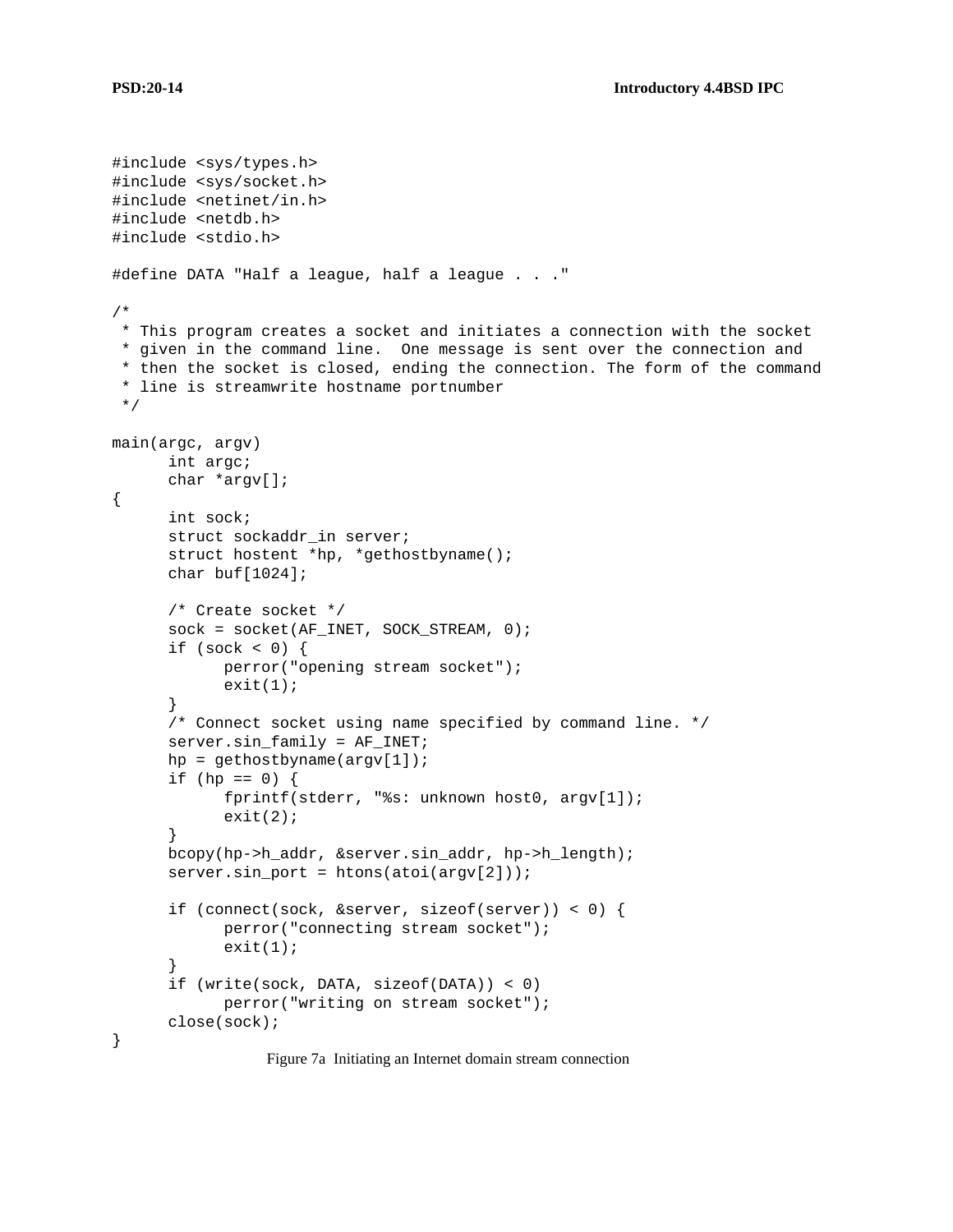```
#include <sys/types.h>
#include <sys/socket.h>
#include <netinet/in.h>
#include <netdb.h>
#include <stdio.h>

#define DATA "Half a league, half a league . . ."

/*
 * This program creates a socket and initiates a connection with the socket
 * given in the command line.  One message is sent over the connection and
 * then the socket is closed, ending the connection. The form of the command
 * line is streamwrite hostname portnumber
 */

main(argc, argv)
      int argc;
      char *argv[];
{
      int sock;
      struct sockaddr_in server;
      struct hostent *hp, *gethostbyname();
      char buf[1024];

      /* Create socket */
      sock = socket(AF_INET, SOCK_STREAM, 0);
      if (sock < 0) {
            perror("opening stream socket");
            exit(1);
      }
      /* Connect socket using name specified by command line. */
      server.sin_family = AF_INET;
      hp = gethostbyname(argv[1]);
      if (hp == 0) {
            fprintf(stderr, "%s: unknown host0, argv[1]);
            exit(2);
      }
      bcopy(hp->h_addr, &server.sin_addr, hp->h_length);
      server.sin_port = htons(atoi(argv[2]));

      if (connect(sock, &server, sizeof(server)) < 0) {
            perror("connecting stream socket");
            exit(1);
      }
      if (write(sock, DATA, sizeof(DATA)) < 0)
            perror("writing on stream socket");
      close(sock);
}
```

Figure 7a  Initiating an Internet domain stream connection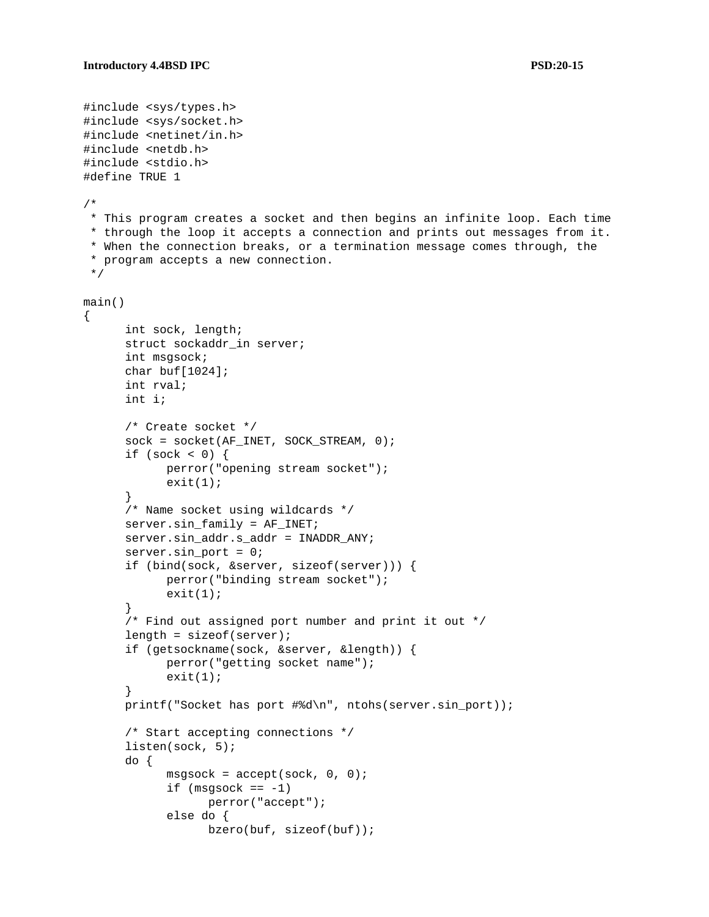```
#include <sys/types.h>
#include <sys/socket.h>
#include <netinet/in.h>
#include <netdb.h>
#include <stdio.h>
#define TRUE 1

/*
 * This program creates a socket and then begins an infinite loop. Each time
 * through the loop it accepts a connection and prints out messages from it.
 * When the connection breaks, or a termination message comes through, the
 * program accepts a new connection.
 */

main()
{
      int sock, length;
      struct sockaddr_in server;
      int msgsock;
      char buf[1024];
      int rval;
      int i;

      /* Create socket */
      sock = socket(AF_INET, SOCK_STREAM, 0);
      if (sock < 0) {
            perror("opening stream socket");
            exit(1);
      }
      /* Name socket using wildcards */
      server.sin_family = AF_INET;
      server.sin_addr.s_addr = INADDR_ANY;
      server.sin_port = 0;
      if (bind(sock, &server, sizeof(server))) {
            perror("binding stream socket");
            exit(1);
      }
      /* Find out assigned port number and print it out */
      length = sizeof(server);
      if (getsockname(sock, &server, &length)) {
            perror("getting socket name");
            exit(1);
      }
      printf("Socket has port #%d\n", ntohs(server.sin_port));

      /* Start accepting connections */
      listen(sock, 5);
      do {
            msgsock = accept(sock, 0, 0);
            if (msgsock == -1)
                  perror("accept");
            else do {
                  bzero(buf, sizeof(buf));
```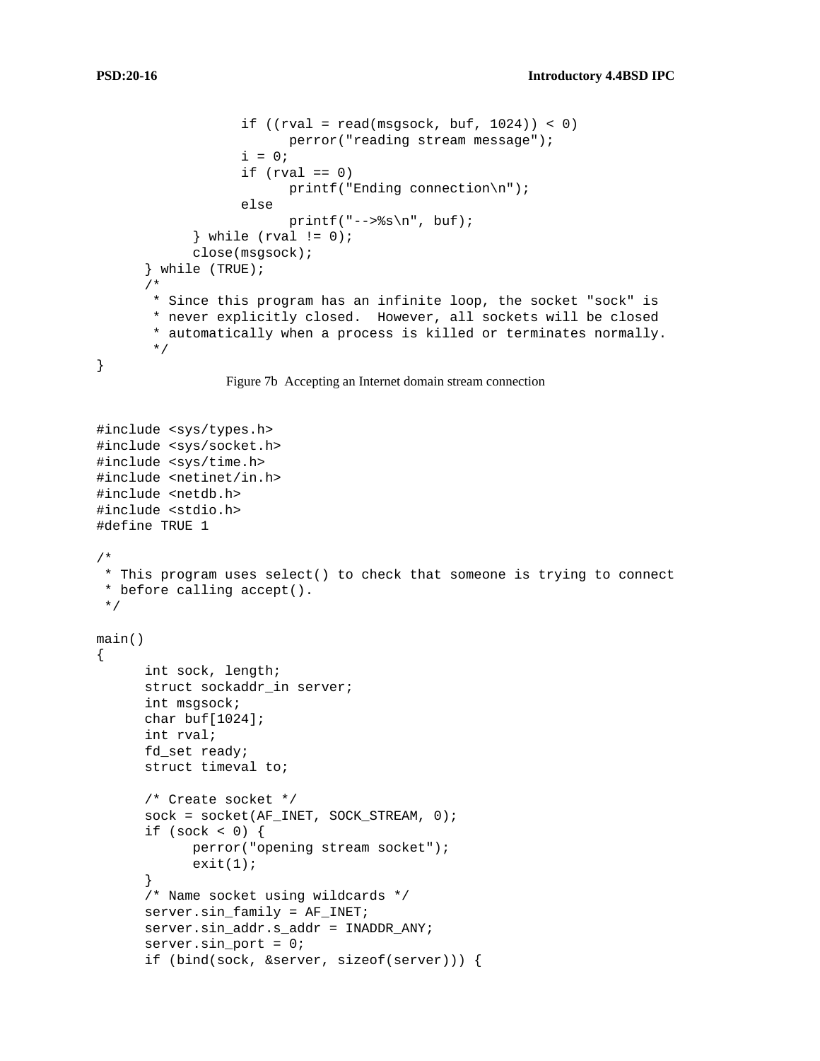```
                if ((rval = read(msgsock, buf, 1024)) < 0)
                      perror("reading stream message");
                i = 0;
                if (rval == 0)
                      printf("Ending connection\n");
                else
                      printf("-->%s\n", buf);
          } while (rval != 0);
          close(msgsock);
      } while (TRUE);
      /*
       * Since this program has an infinite loop, the socket "sock" is
       * never explicitly closed.  However, all sockets will be closed
       * automatically when a process is killed or terminates normally.
       */
}
```

Figure 7b Accepting an Internet domain stream connection

```
#include <sys/types.h>
#include <sys/socket.h>
#include <sys/time.h>
#include <netinet/in.h>
#include <netdb.h>
#include <stdio.h>
#define TRUE 1

/*
 * This program uses select() to check that someone is trying to connect
 * before calling accept().
 */

main()
{
      int sock, length;
      struct sockaddr_in server;
      int msgsock;
      char buf[1024];
      int rval;
      fd_set ready;
      struct timeval to;

      /* Create socket */
      sock = socket(AF_INET, SOCK_STREAM, 0);
      if (sock < 0) {
            perror("opening stream socket");
            exit(1);
      }
      /* Name socket using wildcards */
      server.sin_family = AF_INET;
      server.sin_addr.s_addr = INADDR_ANY;
      server.sin_port = 0;
      if (bind(sock, &server, sizeof(server))) {
```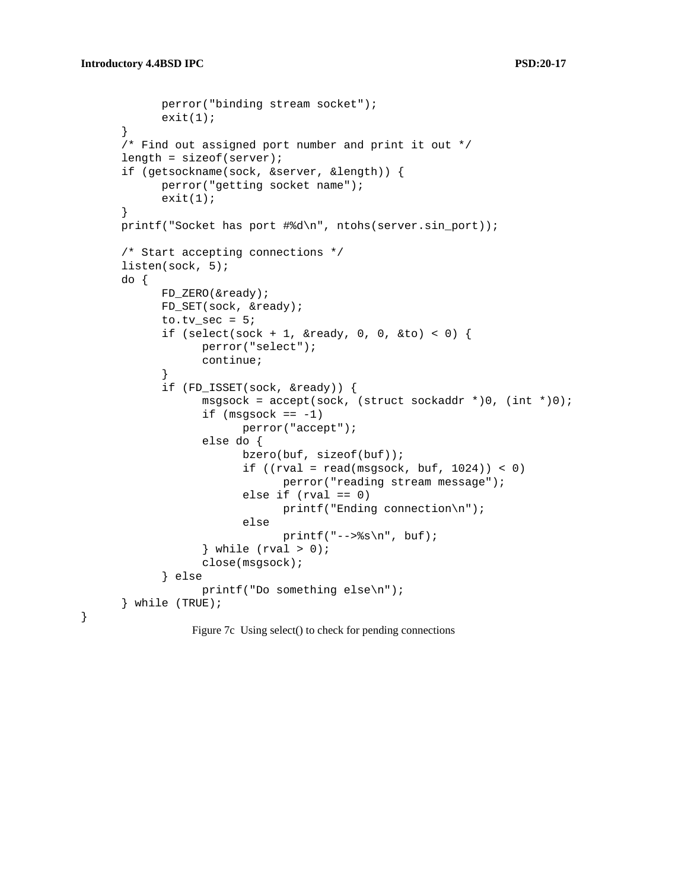```
		perror("binding stream socket");
		exit(1);
	}
	/* Find out assigned port number and print it out */
	length = sizeof(server);
	if (getsockname(sock, &server, &length)) {
		perror("getting socket name");
		exit(1);
	}
	printf("Socket has port #%d\n", ntohs(server.sin_port));

	/* Start accepting connections */
	listen(sock, 5);
	do {
		FD_ZERO(&ready);
		FD_SET(sock, &ready);
		to.tv_sec = 5;
		if (select(sock + 1, &ready, 0, 0, &to) < 0) {
			perror("select");
			continue;
		}
		if (FD_ISSET(sock, &ready)) {
			msgsock = accept(sock, (struct sockaddr *)0, (int *)0);
			if (msgsock == -1)
				perror("accept");
			else do {
				bzero(buf, sizeof(buf));
				if ((rval = read(msgsock, buf, 1024)) < 0)
					perror("reading stream message");
				else if (rval == 0)
					printf("Ending connection\n");
				else
					printf("-->%s\n", buf);
			} while (rval > 0);
			close(msgsock);
		} else
			printf("Do something else\n");
	} while (TRUE);
}
```

Figure 7c Using select() to check for pending connections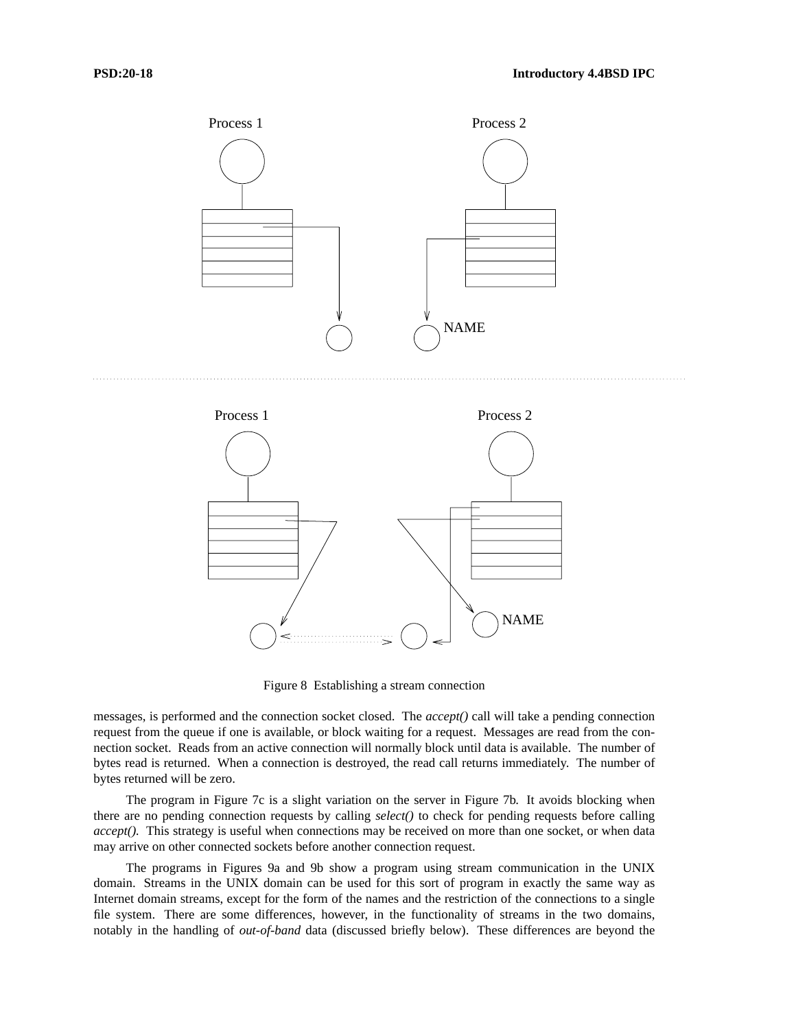Figure 8 Establishing a stream connection

messages, is performed and the connection socket closed. The *accept()* call will take a pending connection request from the queue if one is available, or block waiting for a request. Messages are read from the connection socket. Reads from an active connection will normally block until data is available. The number of bytes read is returned. When a connection is destroyed, the read call returns immediately. The number of bytes returned will be zero.

The program in Figure 7c is a slight variation on the server in Figure 7b. It avoids blocking when there are no pending connection requests by calling *select()* to check for pending requests before calling *accept()*. This strategy is useful when connections may be received on more than one socket, or when data may arrive on other connected sockets before another connection request.

The programs in Figures 9a and 9b show a program using stream communication in the UNIX domain. Streams in the UNIX domain can be used for this sort of program in exactly the same way as Internet domain streams, except for the form of the names and the restriction of the connections to a single file system. There are some differences, however, in the functionality of streams in the two domains, notably in the handling of *out-of-band* data (discussed briefly below). These differences are beyond the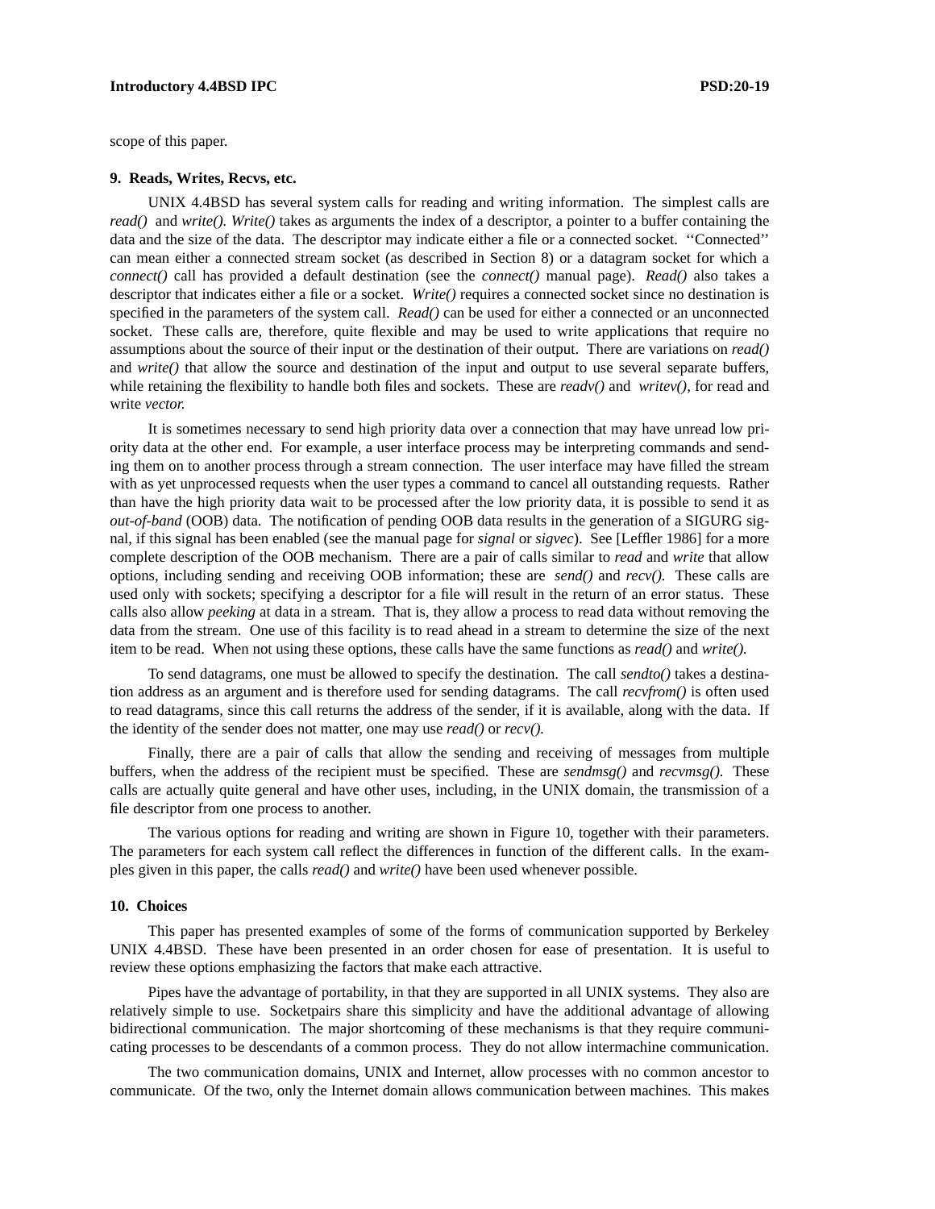scope of this paper.

## 9. Reads, Writes, Recvs, etc.

UNIX 4.4BSD has several system calls for reading and writing information. The simplest calls are *read()* and *write(). Write()* takes as arguments the index of a descriptor, a pointer to a buffer containing the data and the size of the data. The descriptor may indicate either a file or a connected socket. ''Connected'' can mean either a connected stream socket (as described in Section 8) or a datagram socket for which a *connect()* call has provided a default destination (see the *connect()* manual page). *Read()* also takes a descriptor that indicates either a file or a socket. *Write()* requires a connected socket since no destination is specified in the parameters of the system call. *Read()* can be used for either a connected or an unconnected socket. These calls are, therefore, quite flexible and may be used to write applications that require no assumptions about the source of their input or the destination of their output. There are variations on *read()* and *write()* that allow the source and destination of the input and output to use several separate buffers, while retaining the flexibility to handle both files and sockets. These are *readv()* and *writev()*, for read and write *vector.*

It is sometimes necessary to send high priority data over a connection that may have unread low priority data at the other end. For example, a user interface process may be interpreting commands and sending them on to another process through a stream connection. The user interface may have filled the stream with as yet unprocessed requests when the user types a command to cancel all outstanding requests. Rather than have the high priority data wait to be processed after the low priority data, it is possible to send it as *out-of-band* (OOB) data. The notification of pending OOB data results in the generation of a SIGURG signal, if this signal has been enabled (see the manual page for *signal* or *sigvec*). See [Leffler 1986] for a more complete description of the OOB mechanism. There are a pair of calls similar to *read* and *write* that allow options, including sending and receiving OOB information; these are *send()* and *recv().* These calls are used only with sockets; specifying a descriptor for a file will result in the return of an error status. These calls also allow *peeking* at data in a stream. That is, they allow a process to read data without removing the data from the stream. One use of this facility is to read ahead in a stream to determine the size of the next item to be read. When not using these options, these calls have the same functions as *read()* and *write().*

To send datagrams, one must be allowed to specify the destination. The call *sendto()* takes a destination address as an argument and is therefore used for sending datagrams. The call *recvfrom()* is often used to read datagrams, since this call returns the address of the sender, if it is available, along with the data. If the identity of the sender does not matter, one may use *read()* or *recv().*

Finally, there are a pair of calls that allow the sending and receiving of messages from multiple buffers, when the address of the recipient must be specified. These are *sendmsg()* and *recvmsg().* These calls are actually quite general and have other uses, including, in the UNIX domain, the transmission of a file descriptor from one process to another.

The various options for reading and writing are shown in Figure 10, together with their parameters. The parameters for each system call reflect the differences in function of the different calls. In the examples given in this paper, the calls *read()* and *write()* have been used whenever possible.

## 10. Choices

This paper has presented examples of some of the forms of communication supported by Berkeley UNIX 4.4BSD. These have been presented in an order chosen for ease of presentation. It is useful to review these options emphasizing the factors that make each attractive.

Pipes have the advantage of portability, in that they are supported in all UNIX systems. They also are relatively simple to use. Socketpairs share this simplicity and have the additional advantage of allowing bidirectional communication. The major shortcoming of these mechanisms is that they require communicating processes to be descendants of a common process. They do not allow intermachine communication.

The two communication domains, UNIX and Internet, allow processes with no common ancestor to communicate. Of the two, only the Internet domain allows communication between machines. This makes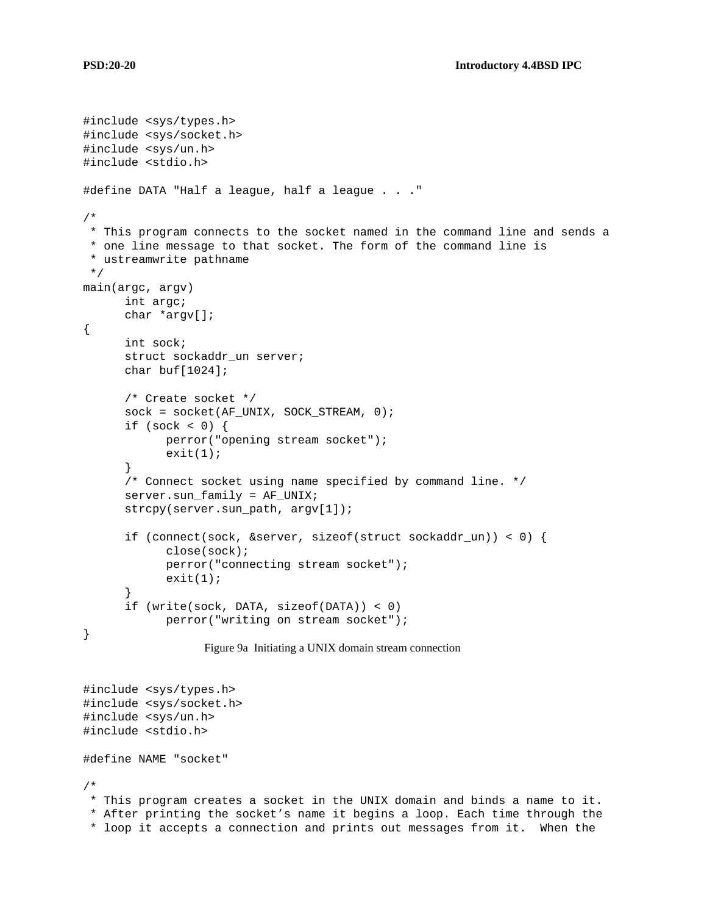```
#include <sys/types.h>
#include <sys/socket.h>
#include <sys/un.h>
#include <stdio.h>

#define DATA "Half a league, half a league . . ."

/*
 * This program connects to the socket named in the command line and sends a
 * one line message to that socket. The form of the command line is
 * ustreamwrite pathname
 */
main(argc, argv)
      int argc;
      char *argv[];
{
      int sock;
      struct sockaddr_un server;
      char buf[1024];

      /* Create socket */
      sock = socket(AF_UNIX, SOCK_STREAM, 0);
      if (sock < 0) {
            perror("opening stream socket");
            exit(1);
      }
      /* Connect socket using name specified by command line. */
      server.sun_family = AF_UNIX;
      strcpy(server.sun_path, argv[1]);

      if (connect(sock, &server, sizeof(struct sockaddr_un)) < 0) {
            close(sock);
            perror("connecting stream socket");
            exit(1);
      }
      if (write(sock, DATA, sizeof(DATA)) < 0)
            perror("writing on stream socket");
}
```

Figure 9a Initiating a UNIX domain stream connection

```
#include <sys/types.h>
#include <sys/socket.h>
#include <sys/un.h>
#include <stdio.h>

#define NAME "socket"

/*
 * This program creates a socket in the UNIX domain and binds a name to it.
 * After printing the socket's name it begins a loop. Each time through the
 * loop it accepts a connection and prints out messages from it.  When the
```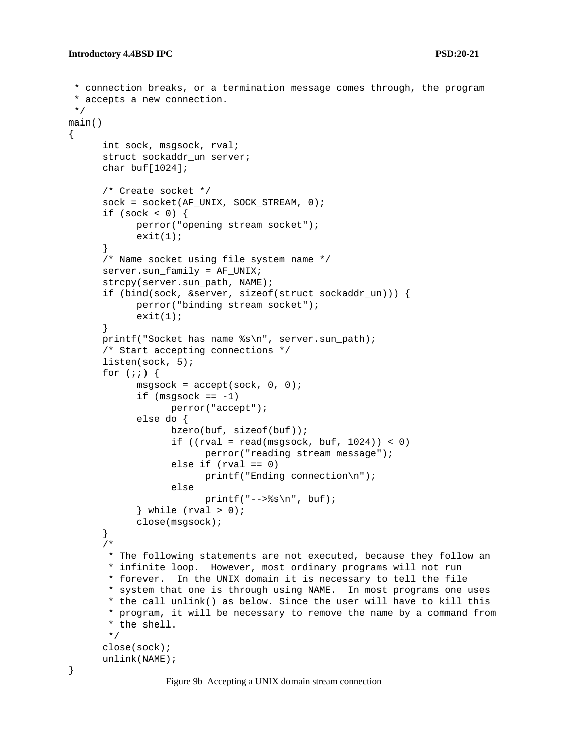```
 * connection breaks, or a termination message comes through, the program
 * accepts a new connection.
 */
main()
{
	int sock, msgsock, rval;
	struct sockaddr_un server;
	char buf[1024];

	/* Create socket */
	sock = socket(AF_UNIX, SOCK_STREAM, 0);
	if (sock < 0) {
		perror("opening stream socket");
		exit(1);
	}
	/* Name socket using file system name */
	server.sun_family = AF_UNIX;
	strcpy(server.sun_path, NAME);
	if (bind(sock, &server, sizeof(struct sockaddr_un))) {
		perror("binding stream socket");
		exit(1);
	}
	printf("Socket has name %s\n", server.sun_path);
	/* Start accepting connections */
	listen(sock, 5);
	for (;;) {
		msgsock = accept(sock, 0, 0);
		if (msgsock == -1)
			perror("accept");
		else do {
			bzero(buf, sizeof(buf));
			if ((rval = read(msgsock, buf, 1024)) < 0)
				perror("reading stream message");
			else if (rval == 0)
				printf("Ending connection\n");
			else
				printf("-->%s\n", buf);
		} while (rval > 0);
		close(msgsock);
	}
	/*
	 * The following statements are not executed, because they follow an
	 * infinite loop.  However, most ordinary programs will not run
	 * forever.  In the UNIX domain it is necessary to tell the file
	 * system that one is through using NAME.  In most programs one uses
	 * the call unlink() as below. Since the user will have to kill this
	 * program, it will be necessary to remove the name by a command from
	 * the shell.
	 */
	close(sock);
	unlink(NAME);
}
```

Figure 9b Accepting a UNIX domain stream connection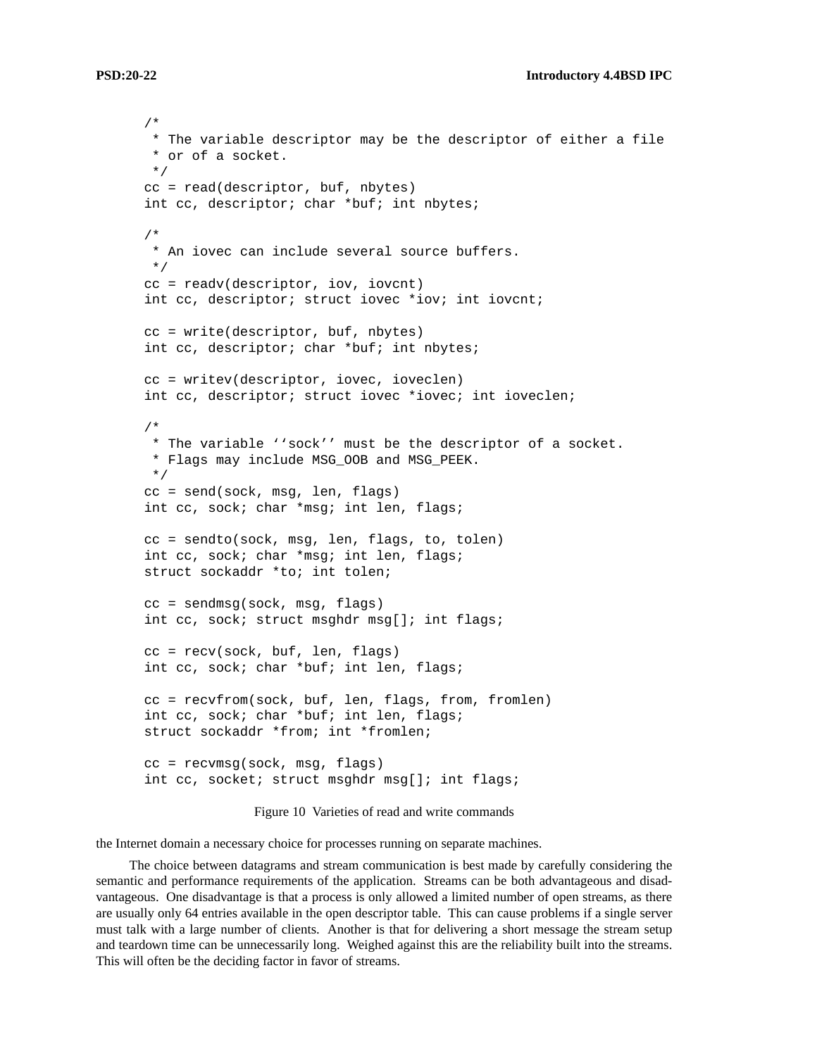```
/*
 * The variable descriptor may be the descriptor of either a file
 * or of a socket.
 */
cc = read(descriptor, buf, nbytes)
int cc, descriptor; char *buf; int nbytes;

/*
 * An iovec can include several source buffers.
 */
cc = readv(descriptor, iov, iovcnt)
int cc, descriptor; struct iovec *iov; int iovcnt;

cc = write(descriptor, buf, nbytes)
int cc, descriptor; char *buf; int nbytes;

cc = writev(descriptor, iovec, ioveclen)
int cc, descriptor; struct iovec *iovec; int ioveclen;

/*
 * The variable ‘‘sock’’ must be the descriptor of a socket.
 * Flags may include MSG_OOB and MSG_PEEK.
 */
cc = send(sock, msg, len, flags)
int cc, sock; char *msg; int len, flags;

cc = sendto(sock, msg, len, flags, to, tolen)
int cc, sock; char *msg; int len, flags;
struct sockaddr *to; int tolen;

cc = sendmsg(sock, msg, flags)
int cc, sock; struct msghdr msg[]; int flags;

cc = recv(sock, buf, len, flags)
int cc, sock; char *buf; int len, flags;

cc = recvfrom(sock, buf, len, flags, from, fromlen)
int cc, sock; char *buf; int len, flags;
struct sockaddr *from; int *fromlen;

cc = recvmsg(sock, msg, flags)
int cc, socket; struct msghdr msg[]; int flags;
```

Figure 10 Varieties of read and write commands

the Internet domain a necessary choice for processes running on separate machines.

The choice between datagrams and stream communication is best made by carefully considering the semantic and performance requirements of the application. Streams can be both advantageous and disadvantageous. One disadvantage is that a process is only allowed a limited number of open streams, as there are usually only 64 entries available in the open descriptor table. This can cause problems if a single server must talk with a large number of clients. Another is that for delivering a short message the stream setup and teardown time can be unnecessarily long. Weighed against this are the reliability built into the streams. This will often be the deciding factor in favor of streams.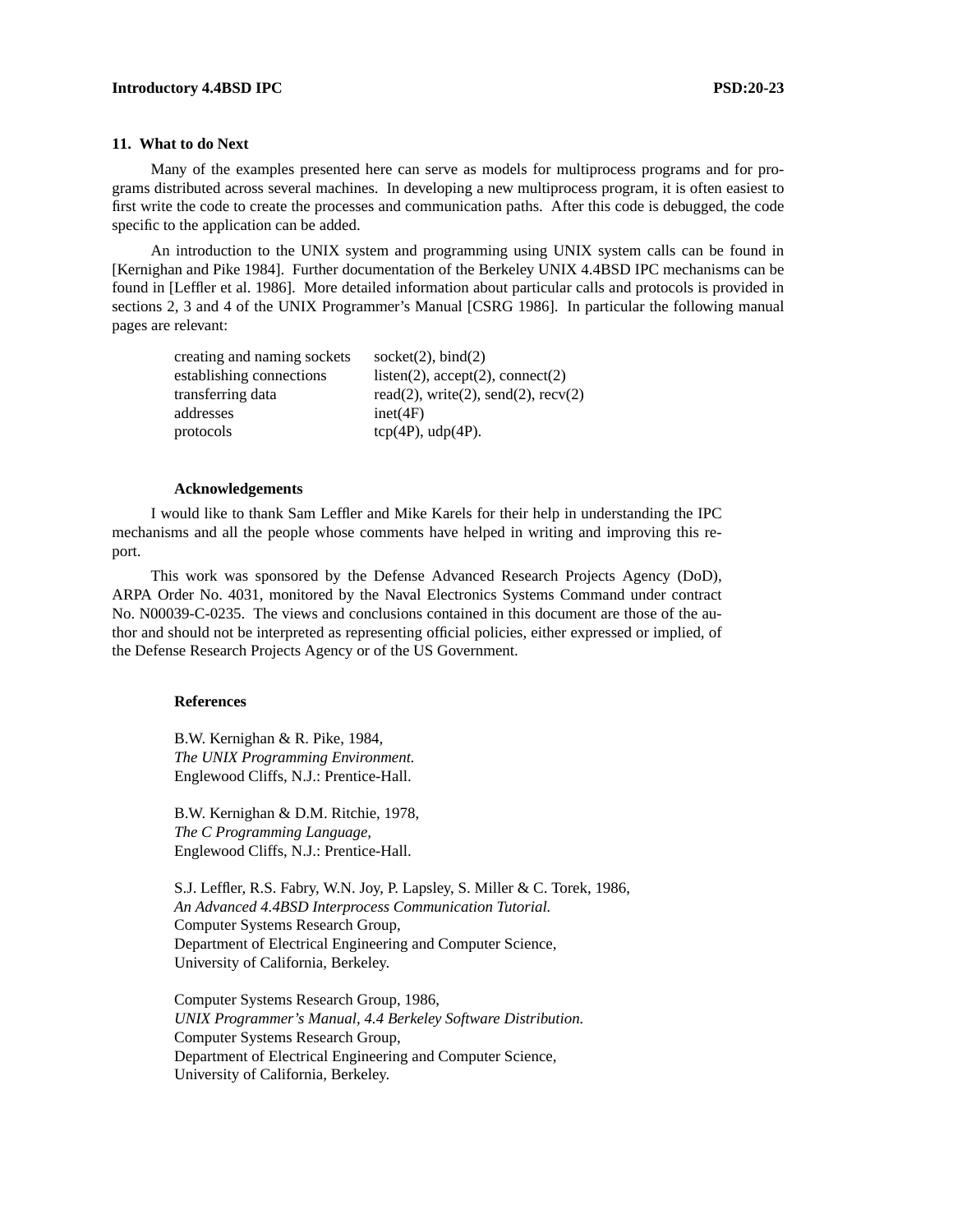## 11. What to do Next

Many of the examples presented here can serve as models for multiprocess programs and for programs distributed across several machines. In developing a new multiprocess program, it is often easiest to first write the code to create the processes and communication paths. After this code is debugged, the code specific to the application can be added.

An introduction to the UNIX system and programming using UNIX system calls can be found in [Kernighan and Pike 1984]. Further documentation of the Berkeley UNIX 4.4BSD IPC mechanisms can be found in [Leffler et al. 1986]. More detailed information about particular calls and protocols is provided in sections 2, 3 and 4 of the UNIX Programmer's Manual [CSRG 1986]. In particular the following manual pages are relevant:

| | |
|---|---|
| creating and naming sockets | socket(2), bind(2) |
| establishing connections | listen(2), accept(2), connect(2) |
| transferring data | read(2), write(2), send(2), recv(2) |
| addresses | inet(4F) |
| protocols | tcp(4P), udp(4P). |

### Acknowledgements

I would like to thank Sam Leffler and Mike Karels for their help in understanding the IPC mechanisms and all the people whose comments have helped in writing and improving this report.

This work was sponsored by the Defense Advanced Research Projects Agency (DoD), ARPA Order No. 4031, monitored by the Naval Electronics Systems Command under contract No. N00039-C-0235. The views and conclusions contained in this document are those of the author and should not be interpreted as representing official policies, either expressed or implied, of the Defense Research Projects Agency or of the US Government.

### References

B.W. Kernighan & R. Pike, 1984,
*The UNIX Programming Environment.*
Englewood Cliffs, N.J.: Prentice-Hall.

B.W. Kernighan & D.M. Ritchie, 1978,
*The C Programming Language,*
Englewood Cliffs, N.J.: Prentice-Hall.

S.J. Leffler, R.S. Fabry, W.N. Joy, P. Lapsley, S. Miller & C. Torek, 1986,
*An Advanced 4.4BSD Interprocess Communication Tutorial.*
Computer Systems Research Group,
Department of Electrical Engineering and Computer Science,
University of California, Berkeley.

Computer Systems Research Group, 1986,
*UNIX Programmer's Manual, 4.4 Berkeley Software Distribution.*
Computer Systems Research Group,
Department of Electrical Engineering and Computer Science,
University of California, Berkeley.